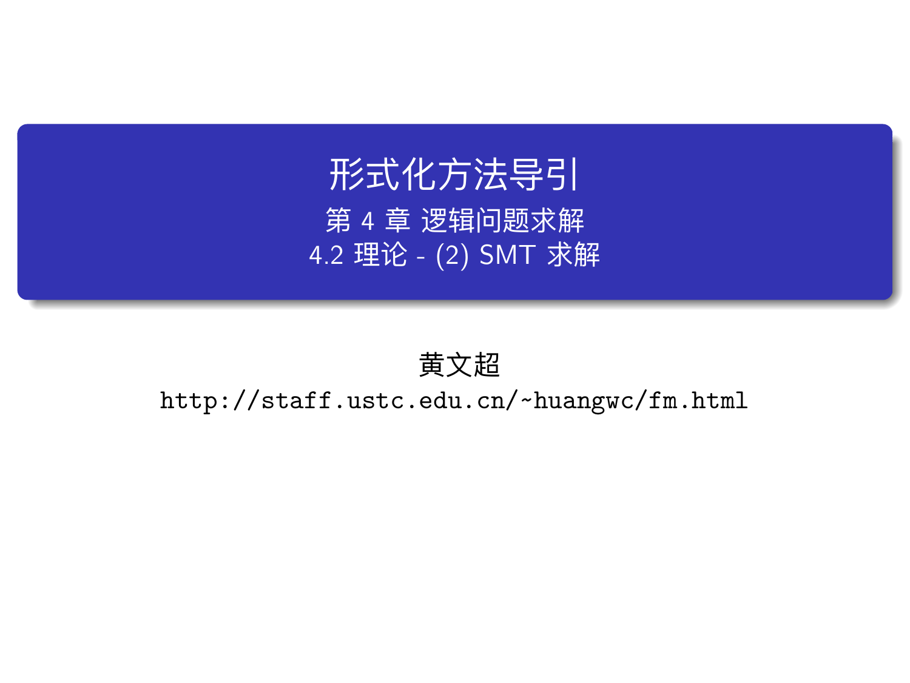# 形式化方法导引

## 第 4 章 逻辑问题求解

## 4.2 理论 - (2) SMT 求解

黄文超

http://staff.ustc.edu.cn/~huangwc/fm.html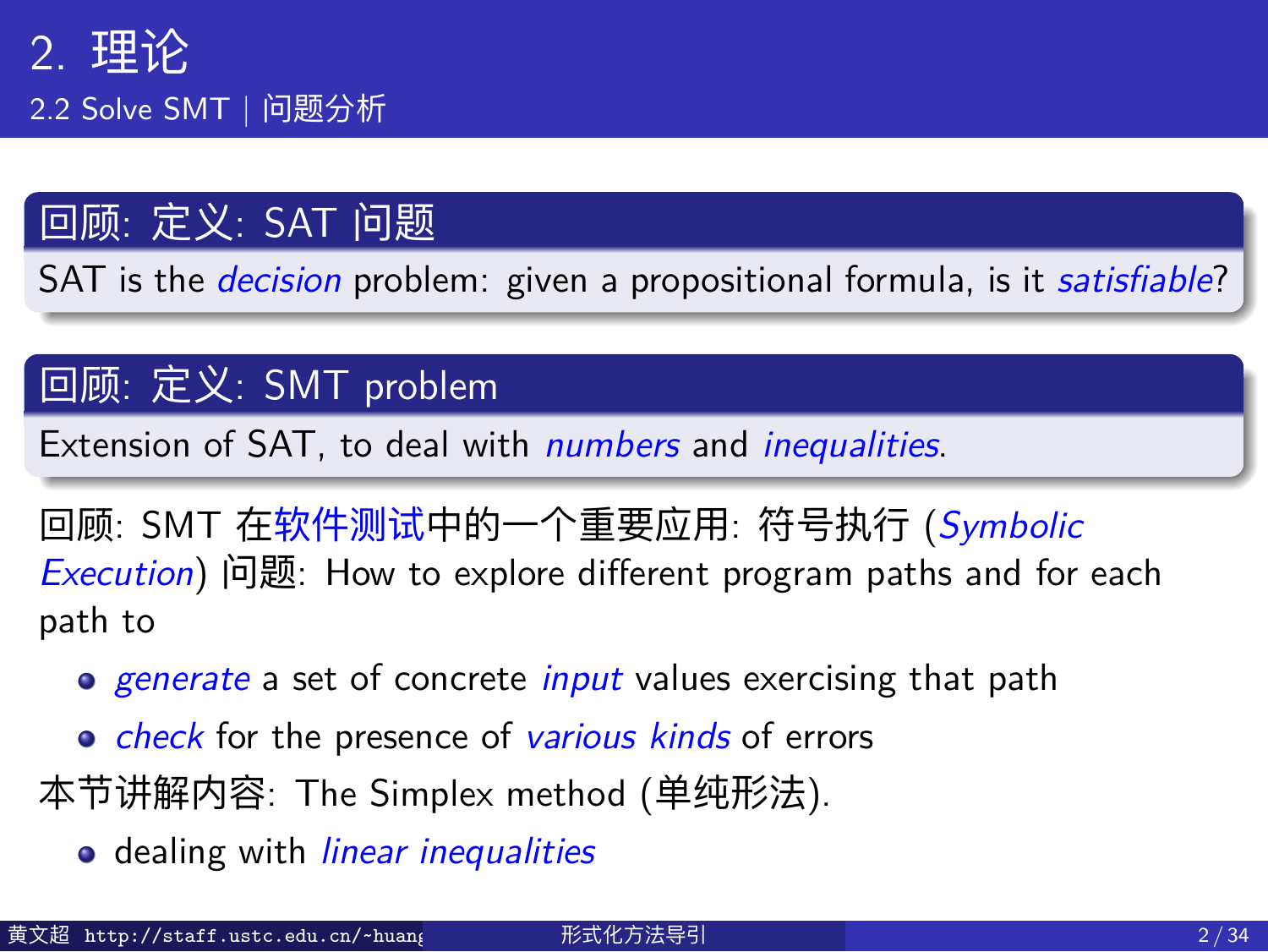# 2. 理论

## 2.2 Solve SMT | 问题分析

### 回顾: 定义: SAT 问题

SAT is the *decision* problem: given a propositional formula, is it *satisfiable*?

### 回顾: 定义: SMT problem

Extension of SAT, to deal with *numbers* and *inequalities*.

回顾: SMT 在软件测试中的一个重要应用: 符号执行 (*Symbolic Execution*) 问题: How to explore different program paths and for each path to

- *generate* a set of concrete *input* values exercising that path
- *check* for the presence of *various kinds* of errors

本节讲解内容: The Simplex method (单纯形法).

- dealing with *linear inequalities*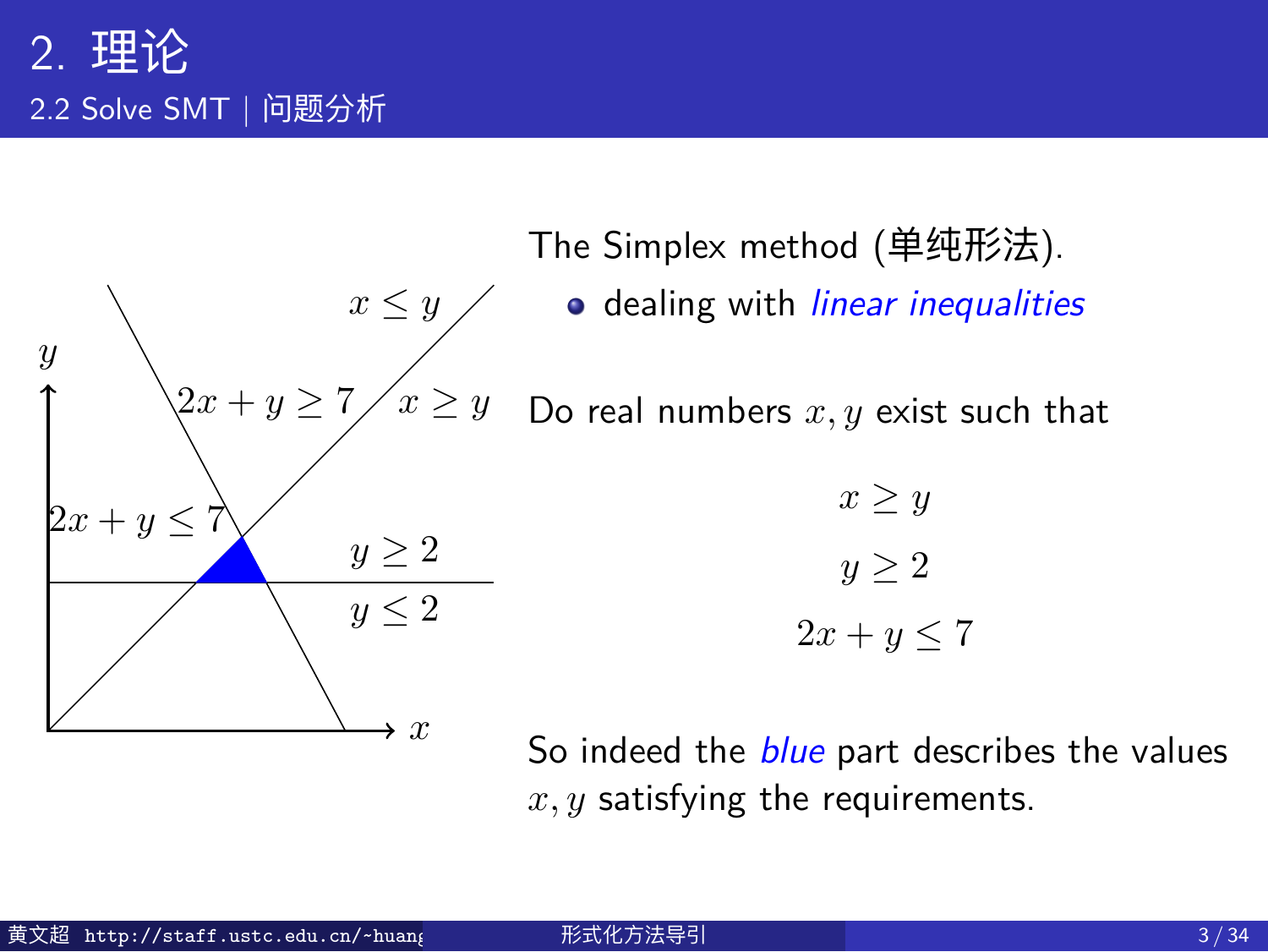# 2. 理论

## 2.2 Solve SMT | 问题分析

$x \le y$

$y$

$2x + y \ge 7$ $\quad x \ge y$

$2x + y \le 7$

$y \ge 2$

$y \le 2$

$x$

The Simplex method (单纯形法).

- dealing with *linear inequalities*

Do real numbers $x, y$ exist such that

$$x \ge y$$

$$y \ge 2$$

$$2x + y \le 7$$

So indeed the *blue* part describes the values $x, y$ satisfying the requirements.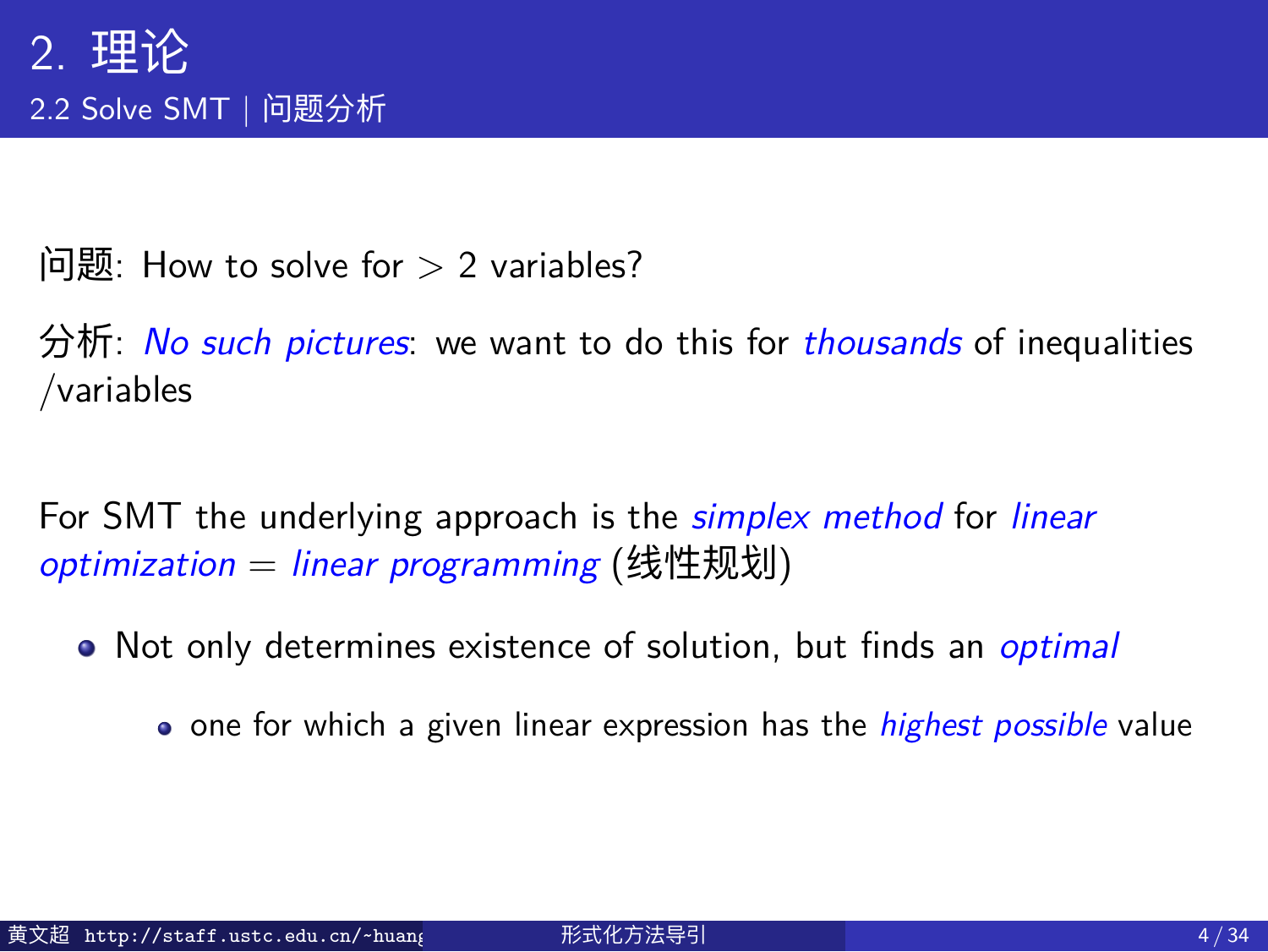# 2. 理论

## 2.2 Solve SMT | 问题分析

问题: How to solve for $> 2$ variables?

分析: *No such pictures*: we want to do this for *thousands* of inequalities /variables

For SMT the underlying approach is the *simplex method* for *linear optimization* = *linear programming* (线性规划)

- Not only determines existence of solution, but finds an *optimal*
  - one for which a given linear expression has the *highest possible* value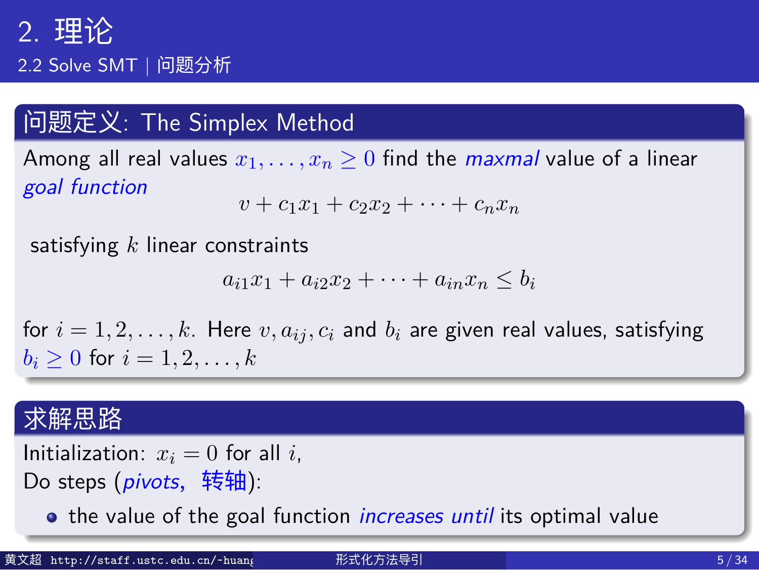## 2. 理论

### 2.2 Solve SMT | 问题分析

### 问题定义: The Simplex Method

Among all real values $x_1, \ldots, x_n \geq 0$ find the *maxmal* value of a linear *goal function*

$$v + c_1x_1 + c_2x_2 + \cdots + c_nx_n$$

satisfying $k$ linear constraints

$$a_{i1}x_1 + a_{i2}x_2 + \cdots + a_{in}x_n \leq b_i$$

for $i = 1, 2, \ldots, k$. Here $v, a_{ij}, c_i$ and $b_i$ are given real values, satisfying $b_i \geq 0$ for $i = 1, 2, \ldots, k$

### 求解思路

Initialization: $x_i = 0$ for all $i$,

Do steps (*pivots*, 转轴):

- the value of the goal function *increases until* its optimal value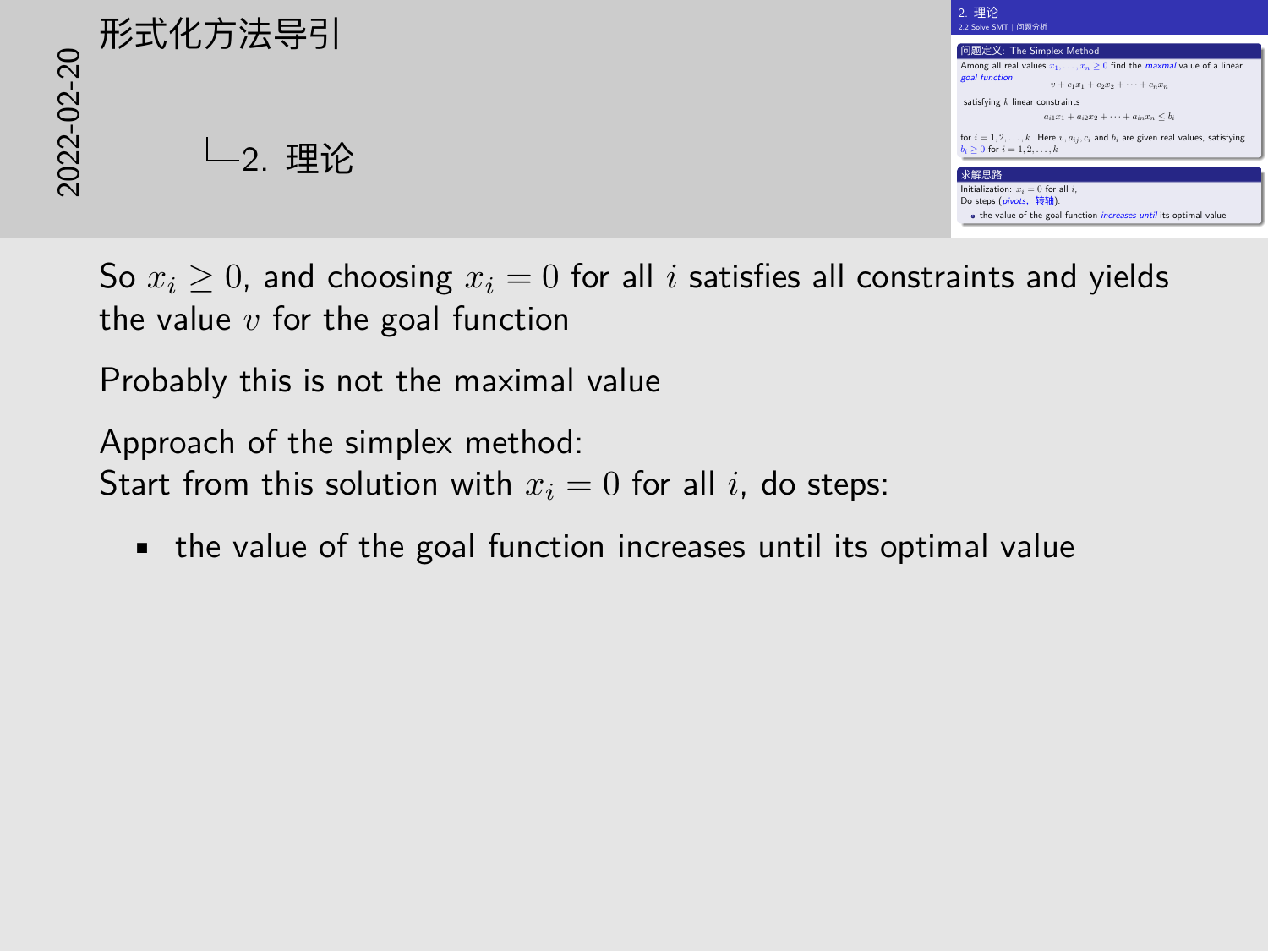# 形式化方法导引

## 2. 理论

### 问题定义: The Simplex Method

Among all real values $x_1, \ldots, x_n \geq 0$ find the *maxmal* value of a linear *goal function*

$$v + c_1x_1 + c_2x_2 + \cdots + c_nx_n$$

satisfying $k$ linear constraints

$$a_{i1}x_1 + a_{i2}x_2 + \cdots + a_{in}x_n \leq b_i$$

for $i = 1, 2, \ldots, k$. Here $v, a_{ij}, c_i$ and $b_i$ are given real values, satisfying $b_i \geq 0$ for $i = 1, 2, \ldots, k$

### 求解思路

Initialization: $x_i = 0$ for all $i$,

Do steps (*pivots*, 转轴):

- the value of the goal function *increases until* its optimal value

So $x_i \geq 0$, and choosing $x_i = 0$ for all $i$ satisfies all constraints and yields the value $v$ for the goal function

Probably this is not the maximal value

Approach of the simplex method:
Start from this solution with $x_i = 0$ for all $i$, do steps:

- the value of the goal function increases until its optimal value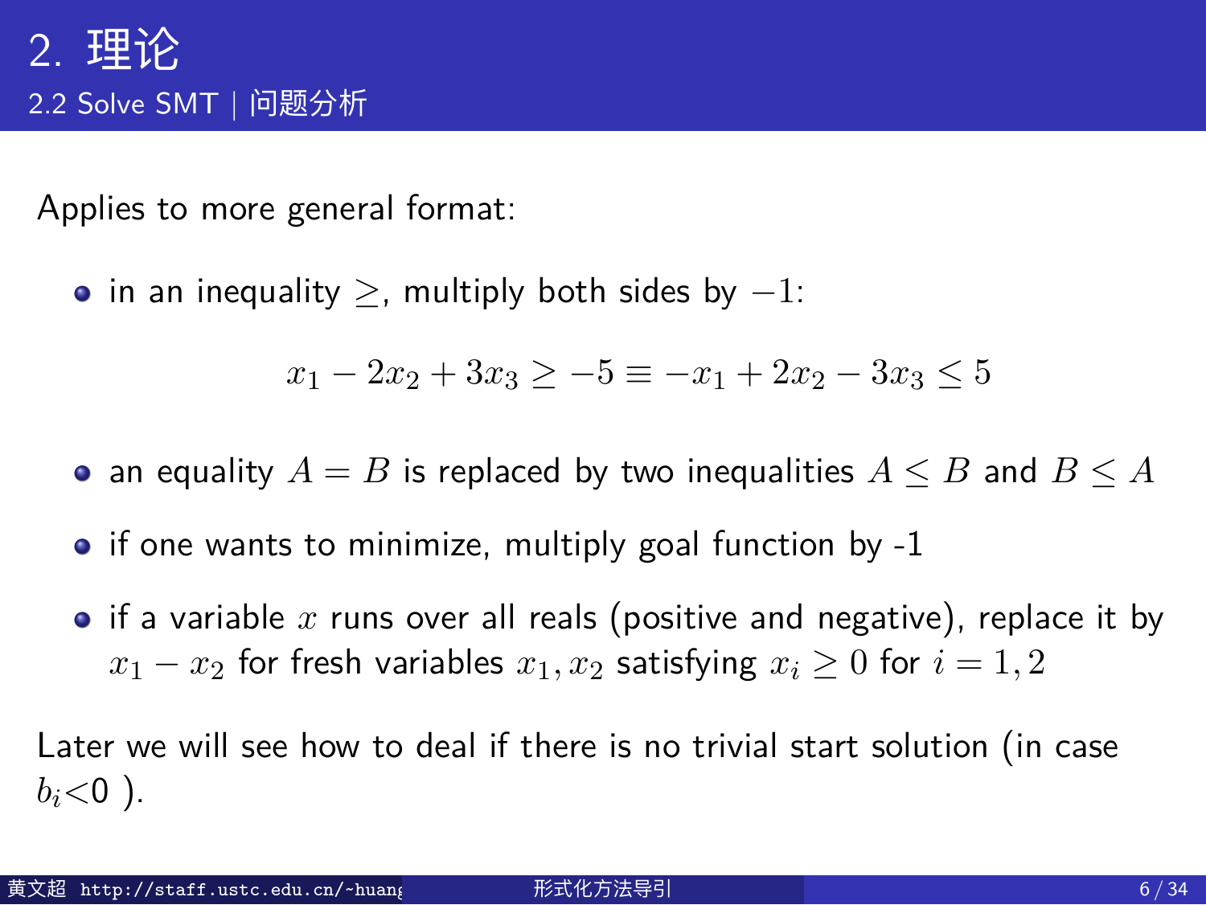# 2. 理论

## 2.2 Solve SMT | 问题分析

Applies to more general format:

- in an inequality $\geq$, multiply both sides by $-1$:

$$x_1 - 2x_2 + 3x_3 \geq -5 \equiv -x_1 + 2x_2 - 3x_3 \leq 5$$

- an equality $A = B$ is replaced by two inequalities $A \leq B$ and $B \leq A$
- if one wants to minimize, multiply goal function by -1
- if a variable $x$ runs over all reals (positive and negative), replace it by $x_1 - x_2$ for fresh variables $x_1, x_2$ satisfying $x_i \geq 0$ for $i = 1, 2$

Later we will see how to deal if there is no trivial start solution (in case $b_i$<0 ).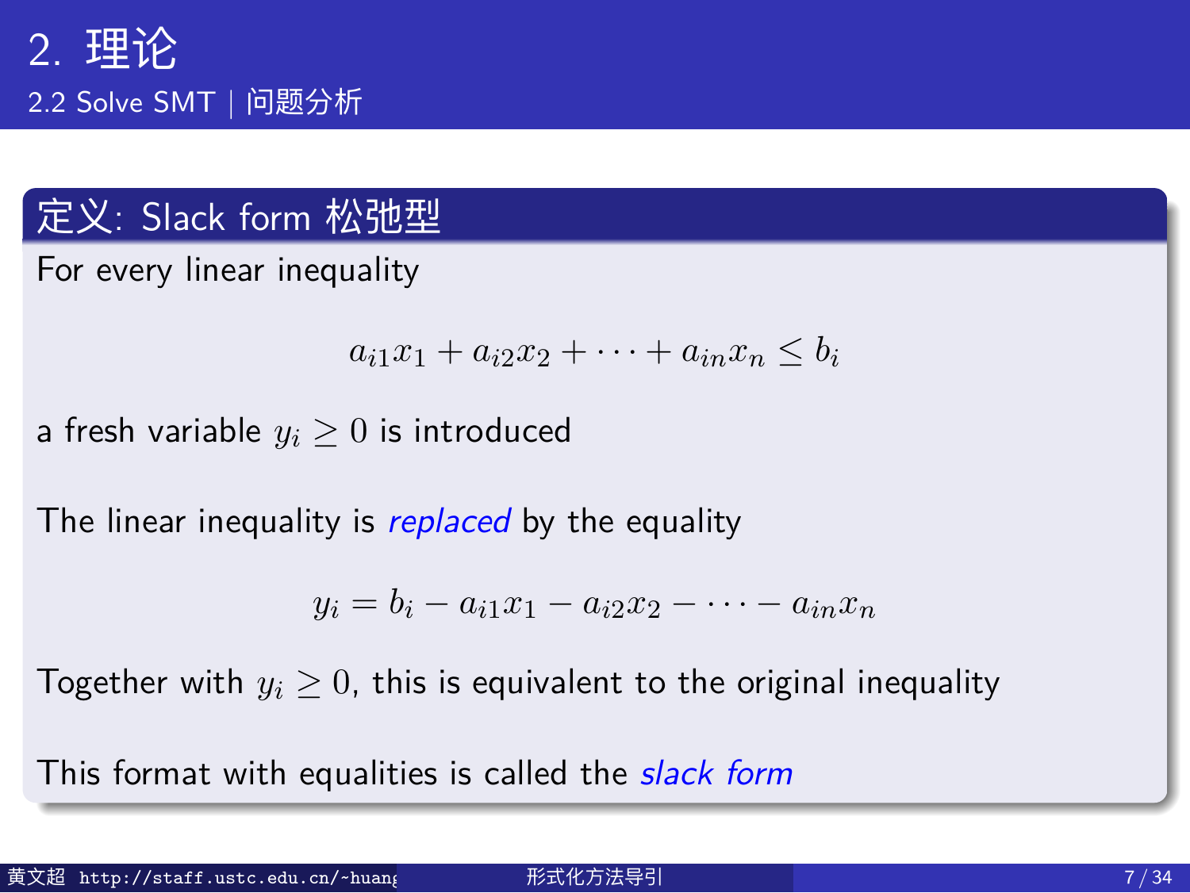# 2. 理论

## 2.2 Solve SMT | 问题分析

### 定义: Slack form 松弛型

For every linear inequality

$$a_{i1}x_1 + a_{i2}x_2 + \cdots + a_{in}x_n \leq b_i$$

a fresh variable $y_i \geq 0$ is introduced

The linear inequality is *replaced* by the equality

$$y_i = b_i - a_{i1}x_1 - a_{i2}x_2 - \cdots - a_{in}x_n$$

Together with $y_i \geq 0$, this is equivalent to the original inequality

This format with equalities is called the *slack form*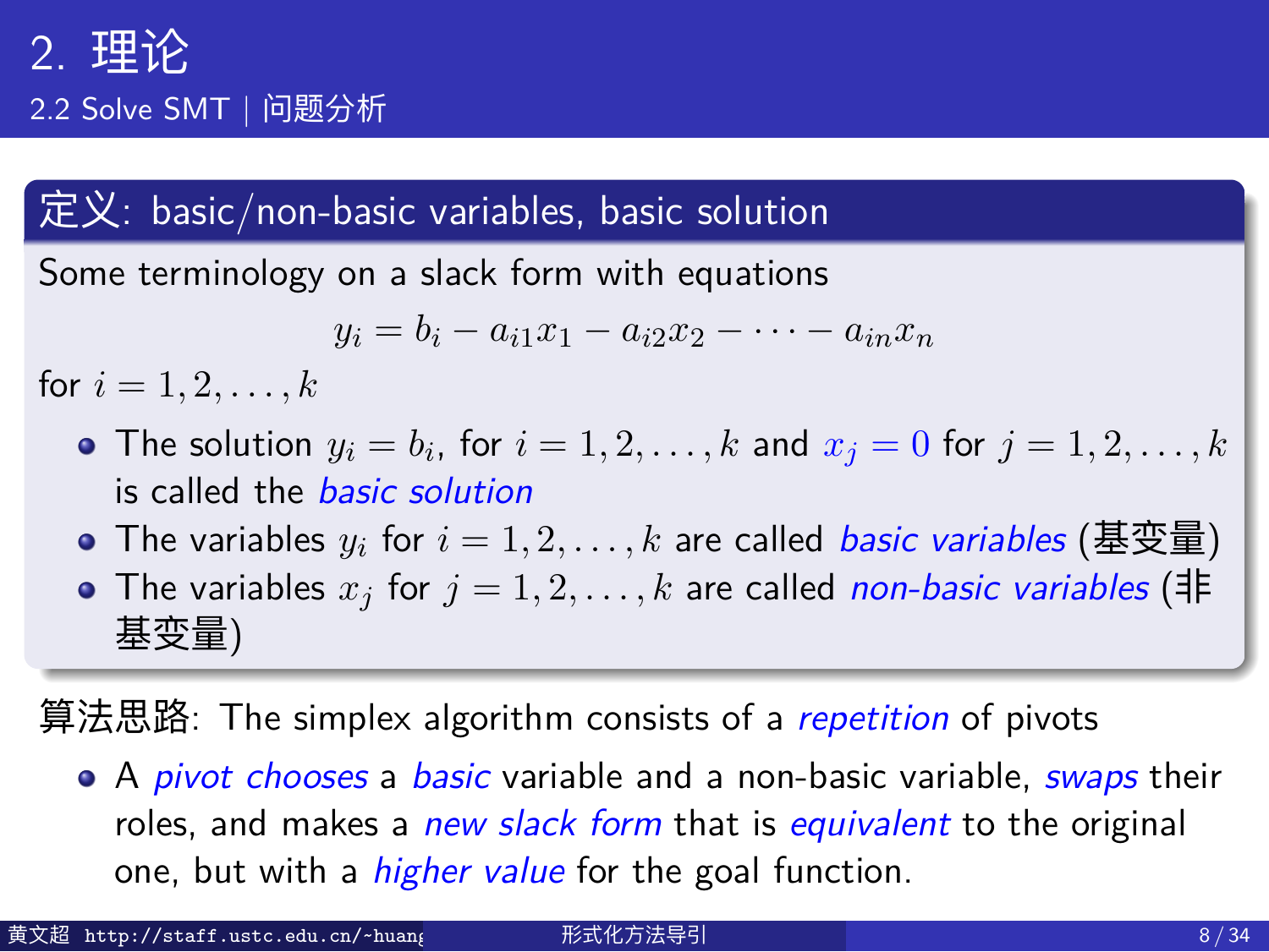# 2. 理论

## 2.2 Solve SMT | 问题分析

### 定义: basic/non-basic variables, basic solution

Some terminology on a slack form with equations

$$y_i = b_i - a_{i1}x_1 - a_{i2}x_2 - \cdots - a_{in}x_n$$

for $i = 1, 2, \ldots, k$

- The solution $y_i = b_i$, for $i = 1, 2, \ldots, k$ and $x_j = 0$ for $j = 1, 2, \ldots, k$ is called the *basic solution*
- The variables $y_i$ for $i = 1, 2, \ldots, k$ are called *basic variables* (基变量)
- The variables $x_j$ for $j = 1, 2, \ldots, k$ are called *non-basic variables* (非基变量)

算法思路: The simplex algorithm consists of a *repetition* of pivots

- A *pivot chooses* a *basic* variable and a non-basic variable, *swaps* their roles, and makes a *new slack form* that is *equivalent* to the original one, but with a *higher value* for the goal function.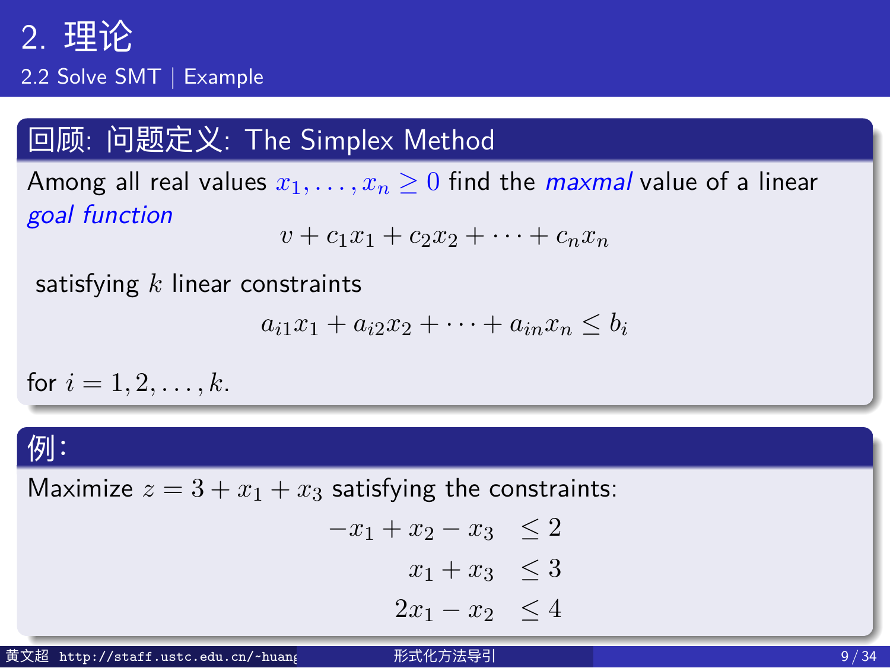# 2. 理论

## 2.2 Solve SMT | Example

### 回顾: 问题定义: The Simplex Method

Among all real values $x_1, \ldots, x_n \geq 0$ find the *maxmal* value of a linear *goal function*

$$v + c_1 x_1 + c_2 x_2 + \cdots + c_n x_n$$

satisfying $k$ linear constraints

$$a_{i1} x_1 + a_{i2} x_2 + \cdots + a_{in} x_n \leq b_i$$

for $i = 1, 2, \ldots, k$.

### 例:

Maximize $z = 3 + x_1 + x_3$ satisfying the constraints:

$$\begin{aligned} -x_1 + x_2 - x_3 &\leq 2 \\ x_1 + x_3 &\leq 3 \\ 2x_1 - x_2 &\leq 4 \end{aligned}$$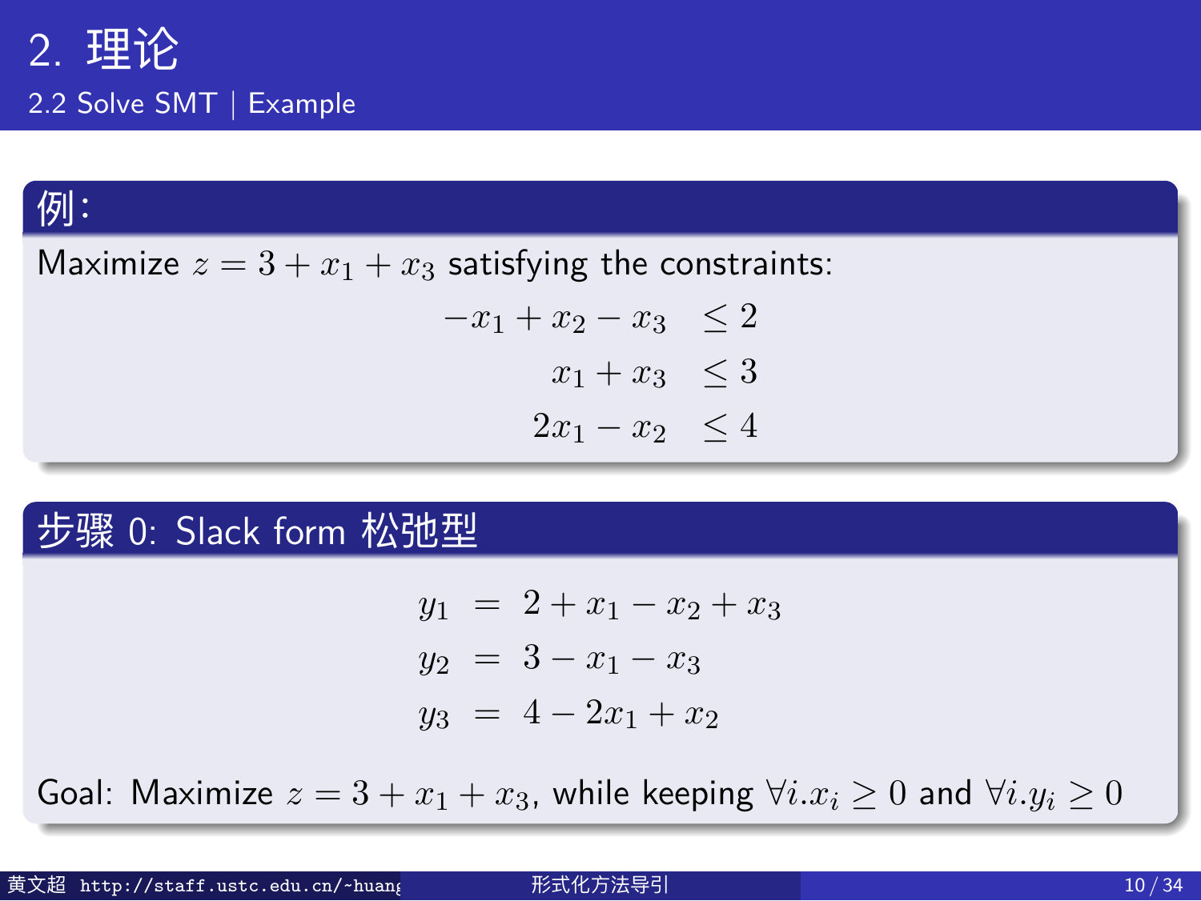## 2. 理论

### 2.2 Solve SMT | Example

**例：**

Maximize $z = 3 + x_1 + x_3$ satisfying the constraints:

$$
\begin{aligned}
-x_1 + x_2 - x_3 &\leq 2 \\
x_1 + x_3 &\leq 3 \\
2x_1 - x_2 &\leq 4
\end{aligned}
$$

**步骤 0: Slack form 松弛型**

$$
\begin{aligned}
y_1 &= 2 + x_1 - x_2 + x_3 \\
y_2 &= 3 - x_1 - x_3 \\
y_3 &= 4 - 2x_1 + x_2
\end{aligned}
$$

Goal: Maximize $z = 3 + x_1 + x_3$, while keeping $\forall i.x_i \geq 0$ and $\forall i.y_i \geq 0$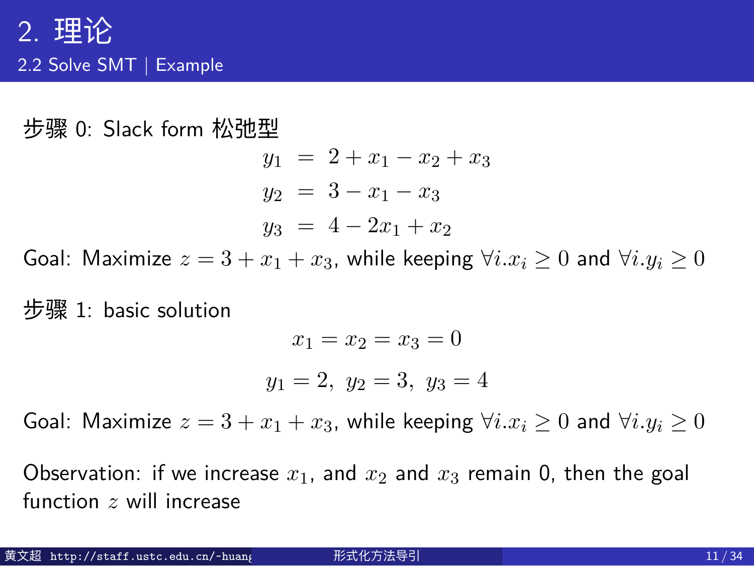## 2. 理论

### 2.2 Solve SMT | Example

步骤 0: Slack form 松弛型

$$
\begin{aligned}
y_1 &= 2 + x_1 - x_2 + x_3 \\
y_2 &= 3 - x_1 - x_3 \\
y_3 &= 4 - 2x_1 + x_2
\end{aligned}
$$

Goal: Maximize $z = 3 + x_1 + x_3$, while keeping $\forall i. x_i \geq 0$ and $\forall i. y_i \geq 0$

步骤 1: basic solution

$$x_1 = x_2 = x_3 = 0$$

$$y_1 = 2, \; y_2 = 3, \; y_3 = 4$$

Goal: Maximize $z = 3 + x_1 + x_3$, while keeping $\forall i. x_i \geq 0$ and $\forall i. y_i \geq 0$

Observation: if we increase $x_1$, and $x_2$ and $x_3$ remain 0, then the goal function $z$ will increase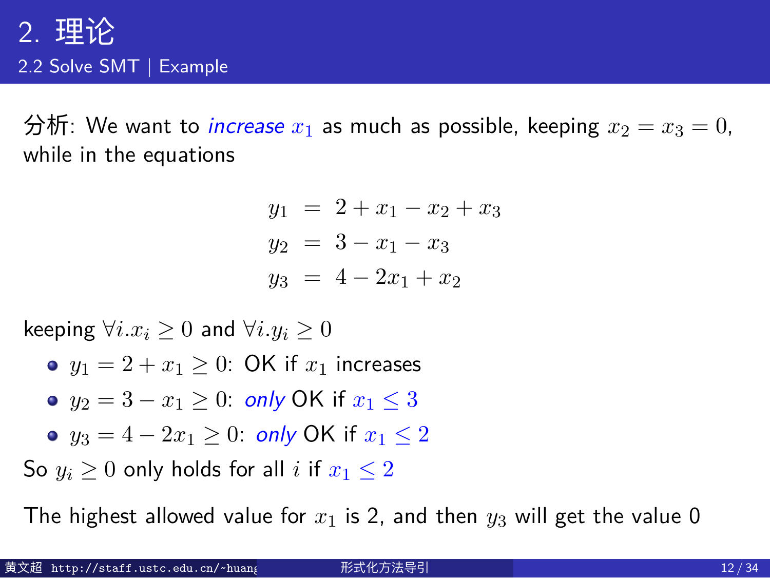# 2. 理论

## 2.2 Solve SMT | Example

分析: We want to *increase* $x_1$ as much as possible, keeping $x_2 = x_3 = 0$, while in the equations

$$
\begin{aligned}
y_1 &= 2 + x_1 - x_2 + x_3 \\
y_2 &= 3 - x_1 - x_3 \\
y_3 &= 4 - 2x_1 + x_2
\end{aligned}
$$

keeping $\forall i. x_i \geq 0$ and $\forall i. y_i \geq 0$

- $y_1 = 2 + x_1 \geq 0$: OK if $x_1$ increases
- $y_2 = 3 - x_1 \geq 0$: *only* OK if $x_1 \leq 3$
- $y_3 = 4 - 2x_1 \geq 0$: *only* OK if $x_1 \leq 2$

So $y_i \geq 0$ only holds for all $i$ if $x_1 \leq 2$

The highest allowed value for $x_1$ is 2, and then $y_3$ will get the value 0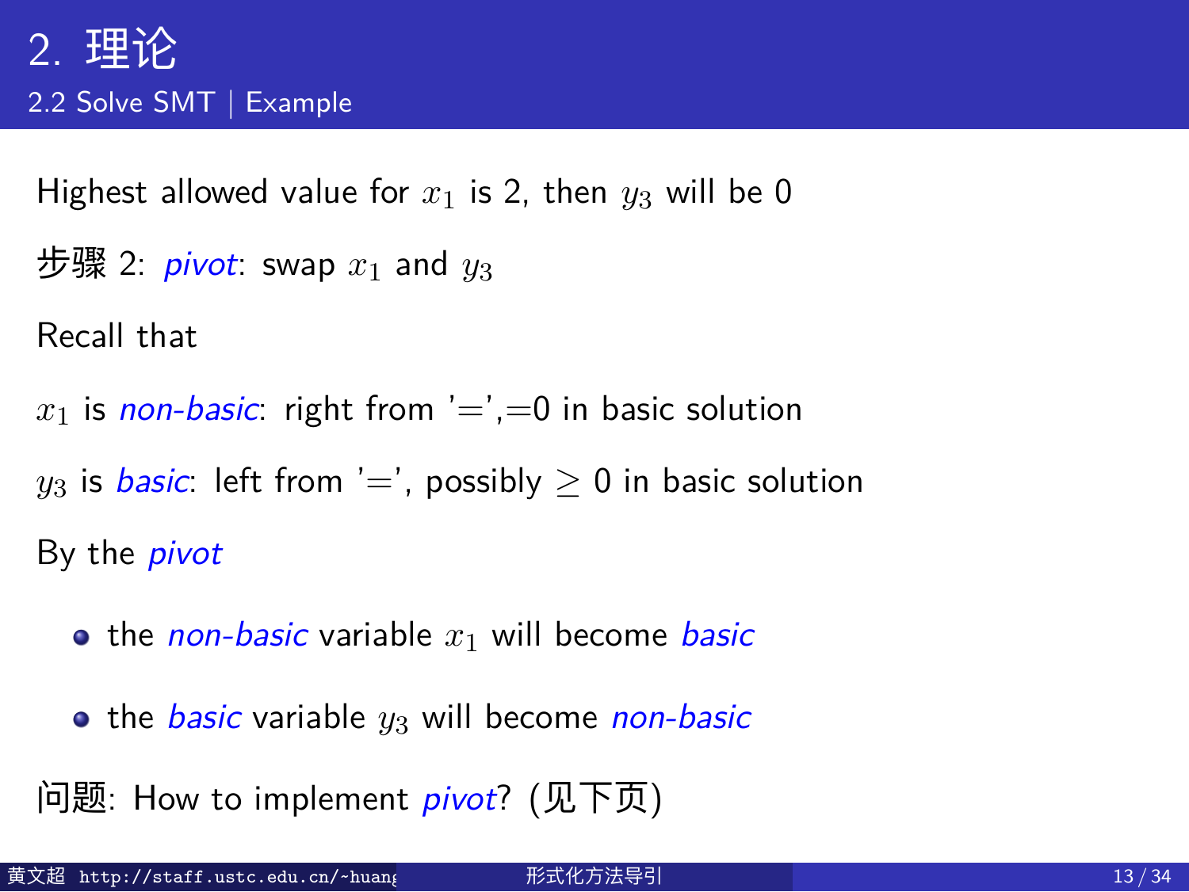# 2. 理论

## 2.2 Solve SMT | Example

Highest allowed value for $x_1$ is 2, then $y_3$ will be 0

步骤 2: *pivot*: swap $x_1$ and $y_3$

Recall that

$x_1$ is *non-basic*: right from '=',=0 in basic solution

$y_3$ is *basic*: left from '=', possibly $\geq$ 0 in basic solution

By the *pivot*

- the *non-basic* variable $x_1$ will become *basic*
- the *basic* variable $y_3$ will become *non-basic*

问题: How to implement *pivot*? (见下页)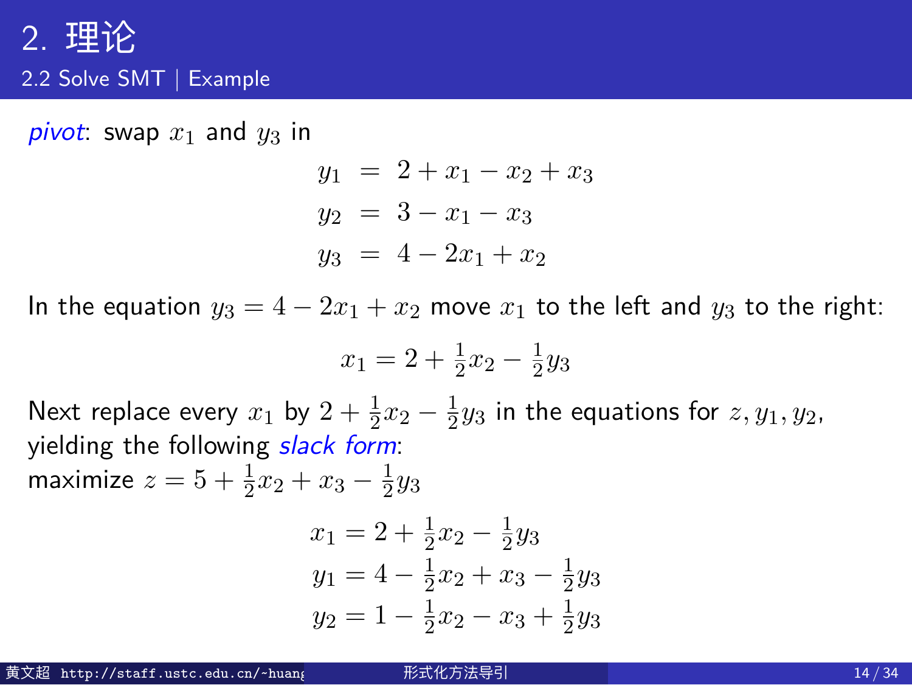# 2. 理论

## 2.2 Solve SMT | Example

*pivot*: swap $x_1$ and $y_3$ in

$$
\begin{aligned}
y_1 &= 2 + x_1 - x_2 + x_3 \\
y_2 &= 3 - x_1 - x_3 \\
y_3 &= 4 - 2x_1 + x_2
\end{aligned}
$$

In the equation $y_3 = 4 - 2x_1 + x_2$ move $x_1$ to the left and $y_3$ to the right:

$$x_1 = 2 + \frac{1}{2}x_2 - \frac{1}{2}y_3$$

Next replace every $x_1$ by $2 + \frac{1}{2}x_2 - \frac{1}{2}y_3$ in the equations for $z, y_1, y_2$, yielding the following *slack form*:

maximize $z = 5 + \frac{1}{2}x_2 + x_3 - \frac{1}{2}y_3$

$$
\begin{aligned}
x_1 &= 2 + \frac{1}{2}x_2 - \frac{1}{2}y_3 \\
y_1 &= 4 - \frac{1}{2}x_2 + x_3 - \frac{1}{2}y_3 \\
y_2 &= 1 - \frac{1}{2}x_2 - x_3 + \frac{1}{2}y_3
\end{aligned}
$$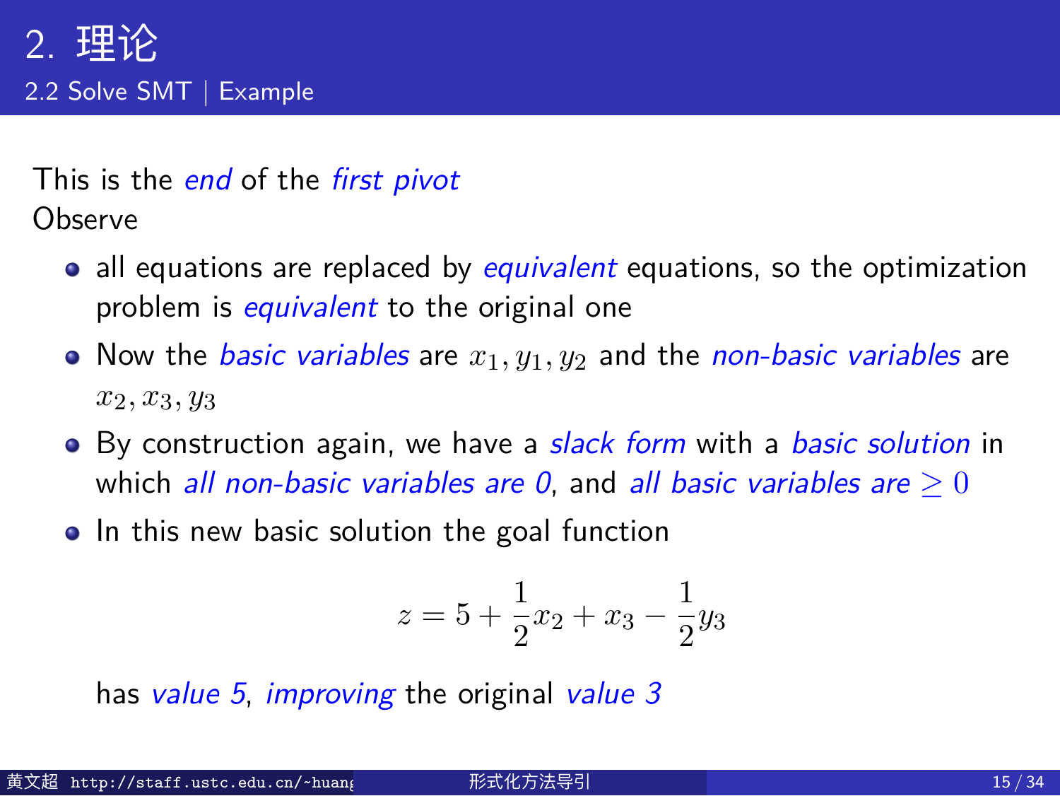# 2. 理论

## 2.2 Solve SMT | Example

This is the *end* of the *first pivot*
Observe

- all equations are replaced by *equivalent* equations, so the optimization problem is *equivalent* to the original one
- Now the *basic variables* are $x_1, y_1, y_2$ and the *non-basic variables* are $x_2, x_3, y_3$
- By construction again, we have a *slack form* with a *basic solution* in which *all non-basic variables are 0*, and *all basic variables are* $\geq 0$
- In this new basic solution the goal function

$$z = 5 + \frac{1}{2}x_2 + x_3 - \frac{1}{2}y_3$$

  has *value 5*, *improving* the original *value 3*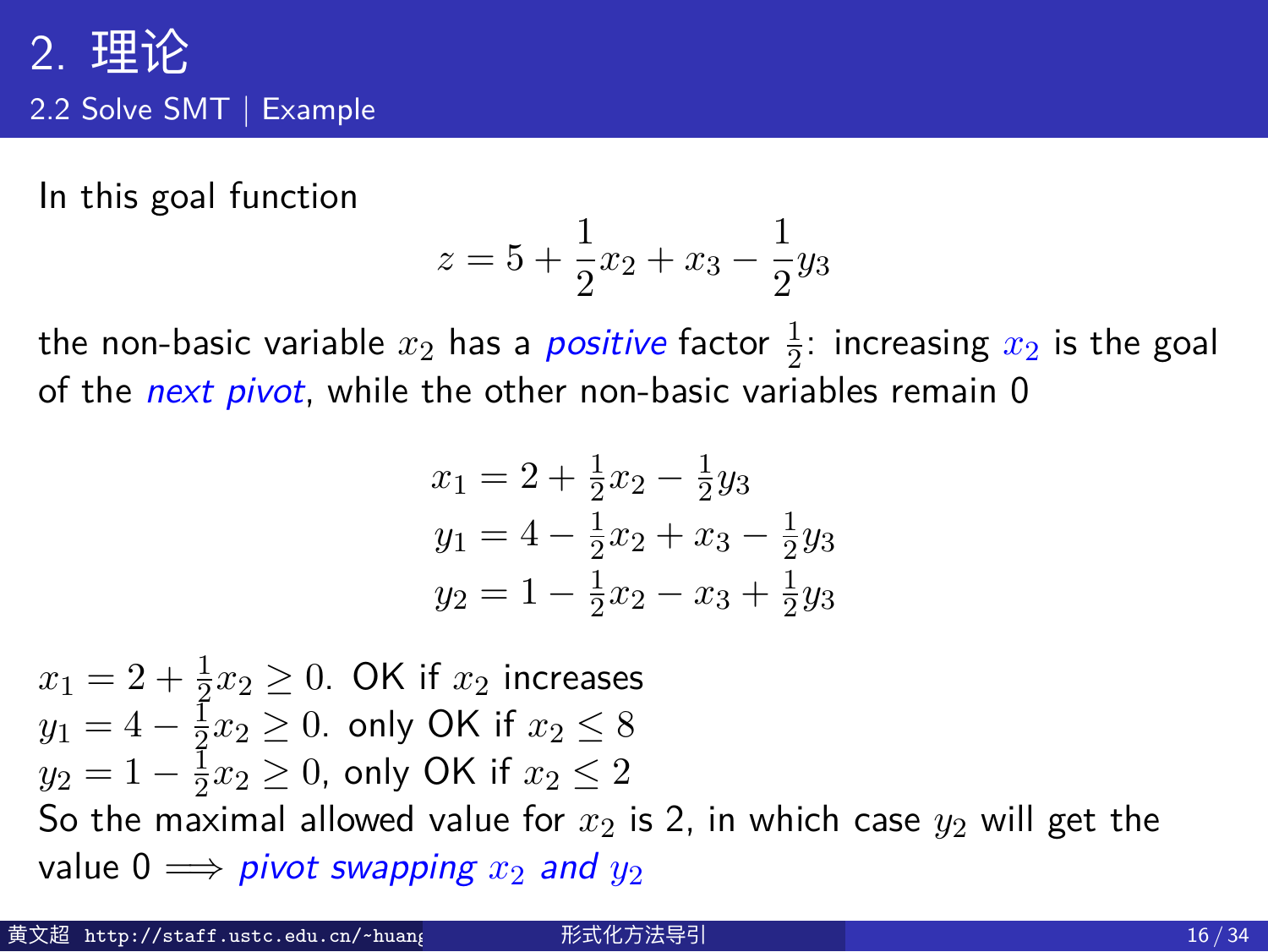# 2. 理论

## 2.2 Solve SMT | Example

In this goal function

$$z = 5 + \frac{1}{2}x_2 + x_3 - \frac{1}{2}y_3$$

the non-basic variable $x_2$ has a *positive* factor $\frac{1}{2}$: increasing $x_2$ is the goal of the *next pivot*, while the other non-basic variables remain 0

$$\begin{aligned}
x_1 &= 2 + \tfrac{1}{2}x_2 - \tfrac{1}{2}y_3 \\
y_1 &= 4 - \tfrac{1}{2}x_2 + x_3 - \tfrac{1}{2}y_3 \\
y_2 &= 1 - \tfrac{1}{2}x_2 - x_3 + \tfrac{1}{2}y_3
\end{aligned}$$

$x_1 = 2 + \frac{1}{2}x_2 \geq 0$. OK if $x_2$ increases
$y_1 = 4 - \frac{1}{2}x_2 \geq 0$. only OK if $x_2 \leq 8$
$y_2 = 1 - \frac{1}{2}x_2 \geq 0$, only OK if $x_2 \leq 2$
So the maximal allowed value for $x_2$ is 2, in which case $y_2$ will get the value 0 $\Longrightarrow$ *pivot swapping* $x_2$ *and* $y_2$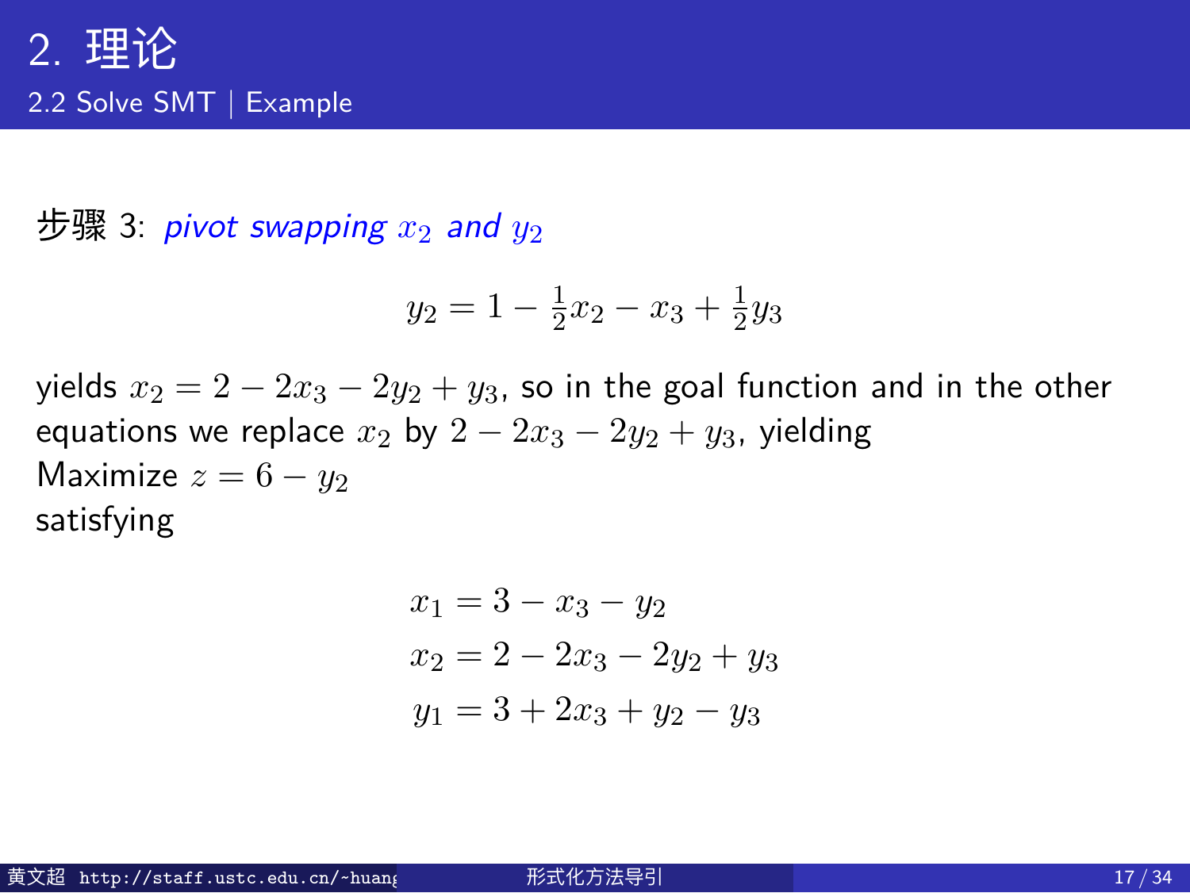# 2. 理论

## 2.2 Solve SMT | Example

步骤 3: *pivot swapping $x_2$ and $y_2$*

$$y_2 = 1 - \frac{1}{2}x_2 - x_3 + \frac{1}{2}y_3$$

yields $x_2 = 2 - 2x_3 - 2y_2 + y_3$, so in the goal function and in the other equations we replace $x_2$ by $2 - 2x_3 - 2y_2 + y_3$, yielding

Maximize $z = 6 - y_2$

satisfying

$$\begin{aligned}
x_1 &= 3 - x_3 - y_2 \\
x_2 &= 2 - 2x_3 - 2y_2 + y_3 \\
y_1 &= 3 + 2x_3 + y_2 - y_3
\end{aligned}$$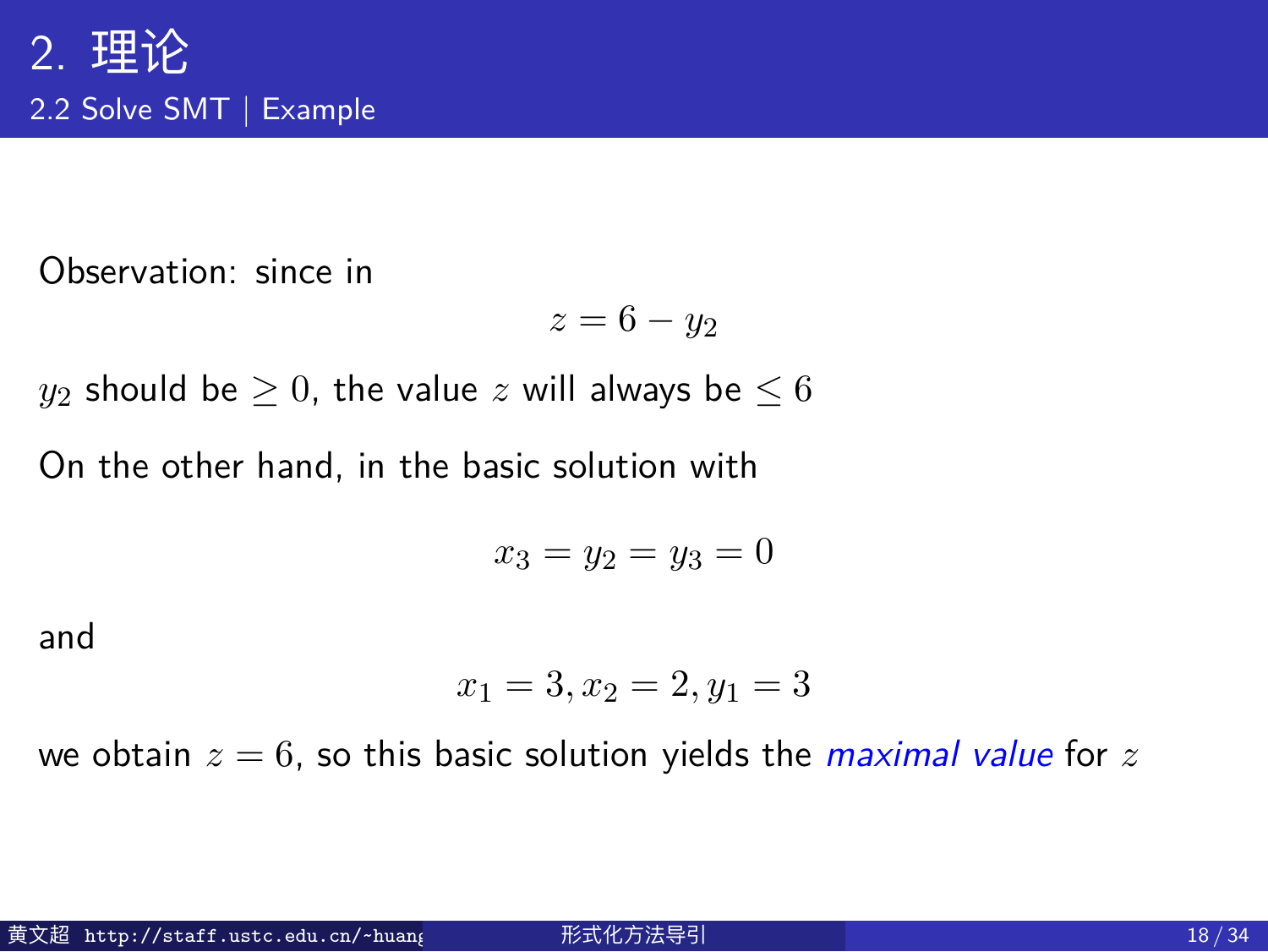## 2. 理论

### 2.2 Solve SMT | Example

Observation: since in

$$z = 6 - y_2$$

$y_2$ should be $\geq 0$, the value $z$ will always be $\leq 6$

On the other hand, in the basic solution with

$$x_3 = y_2 = y_3 = 0$$

and

$$x_1 = 3, x_2 = 2, y_1 = 3$$

we obtain $z = 6$, so this basic solution yields the *maximal value* for $z$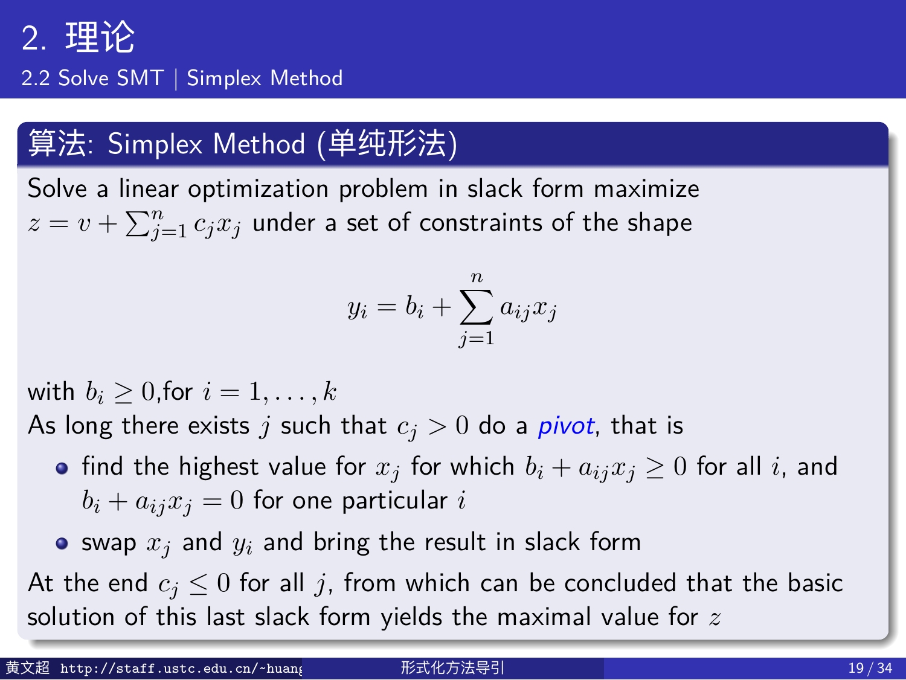## 2. 理论

### 2.2 Solve SMT | Simplex Method

**算法: Simplex Method (单纯形法)**

Solve a linear optimization problem in slack form maximize $z = v + \sum_{j=1}^{n} c_j x_j$ under a set of constraints of the shape

$$y_i = b_i + \sum_{j=1}^{n} a_{ij} x_j$$

with $b_i \geq 0$,for $i = 1, \ldots, k$

As long there exists $j$ such that $c_j > 0$ do a *pivot*, that is

- find the highest value for $x_j$ for which $b_i + a_{ij} x_j \geq 0$ for all $i$, and $b_i + a_{ij} x_j = 0$ for one particular $i$
- swap $x_j$ and $y_i$ and bring the result in slack form

At the end $c_j \leq 0$ for all $j$, from which can be concluded that the basic solution of this last slack form yields the maximal value for $z$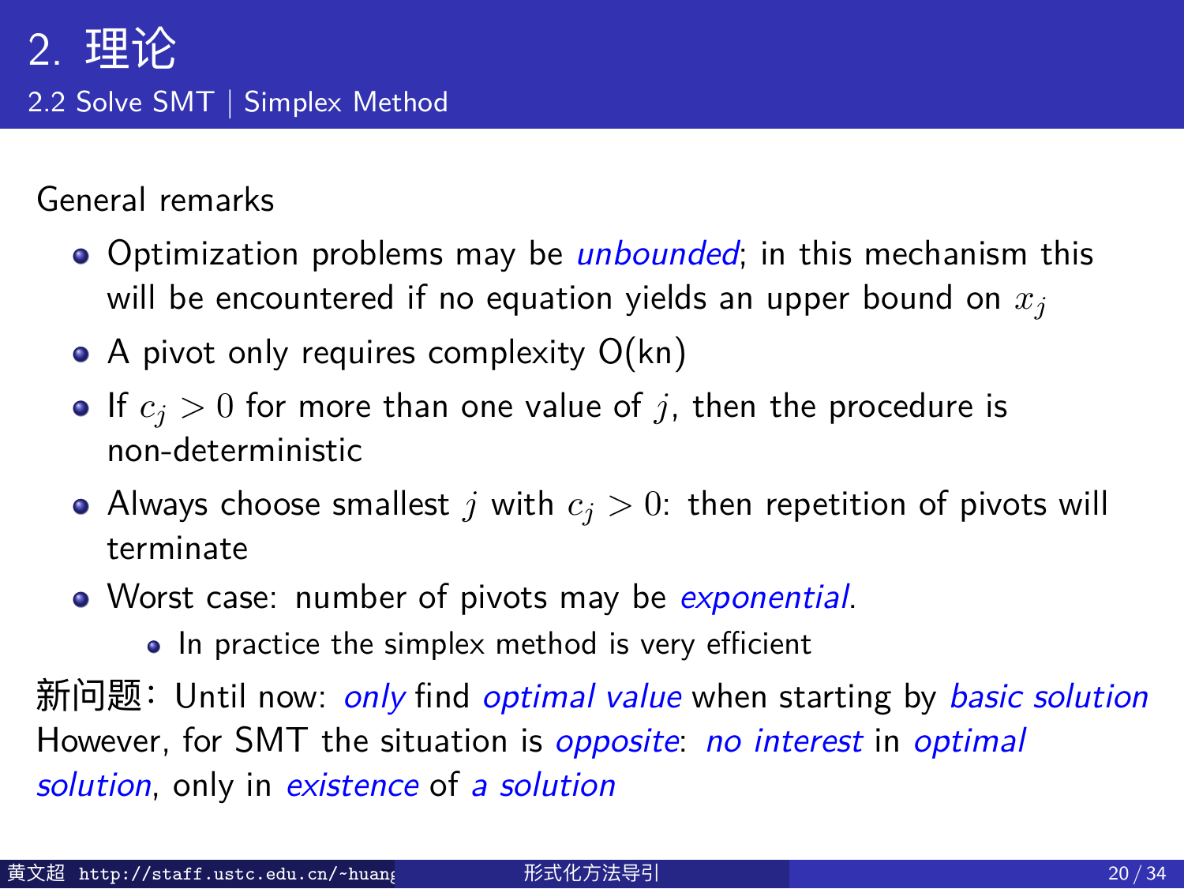# 2. 理论

## 2.2 Solve SMT | Simplex Method

General remarks

- Optimization problems may be *unbounded*; in this mechanism this will be encountered if no equation yields an upper bound on $x_j$
- A pivot only requires complexity O(kn)
- If $c_j > 0$ for more than one value of $j$, then the procedure is non-deterministic
- Always choose smallest $j$ with $c_j > 0$: then repetition of pivots will terminate
- Worst case: number of pivots may be *exponential*.
  - In practice the simplex method is very efficient

新问题: Until now: *only* find *optimal value* when starting by *basic solution*
However, for SMT the situation is *opposite*: *no interest* in *optimal solution*, only in *existence* of *a solution*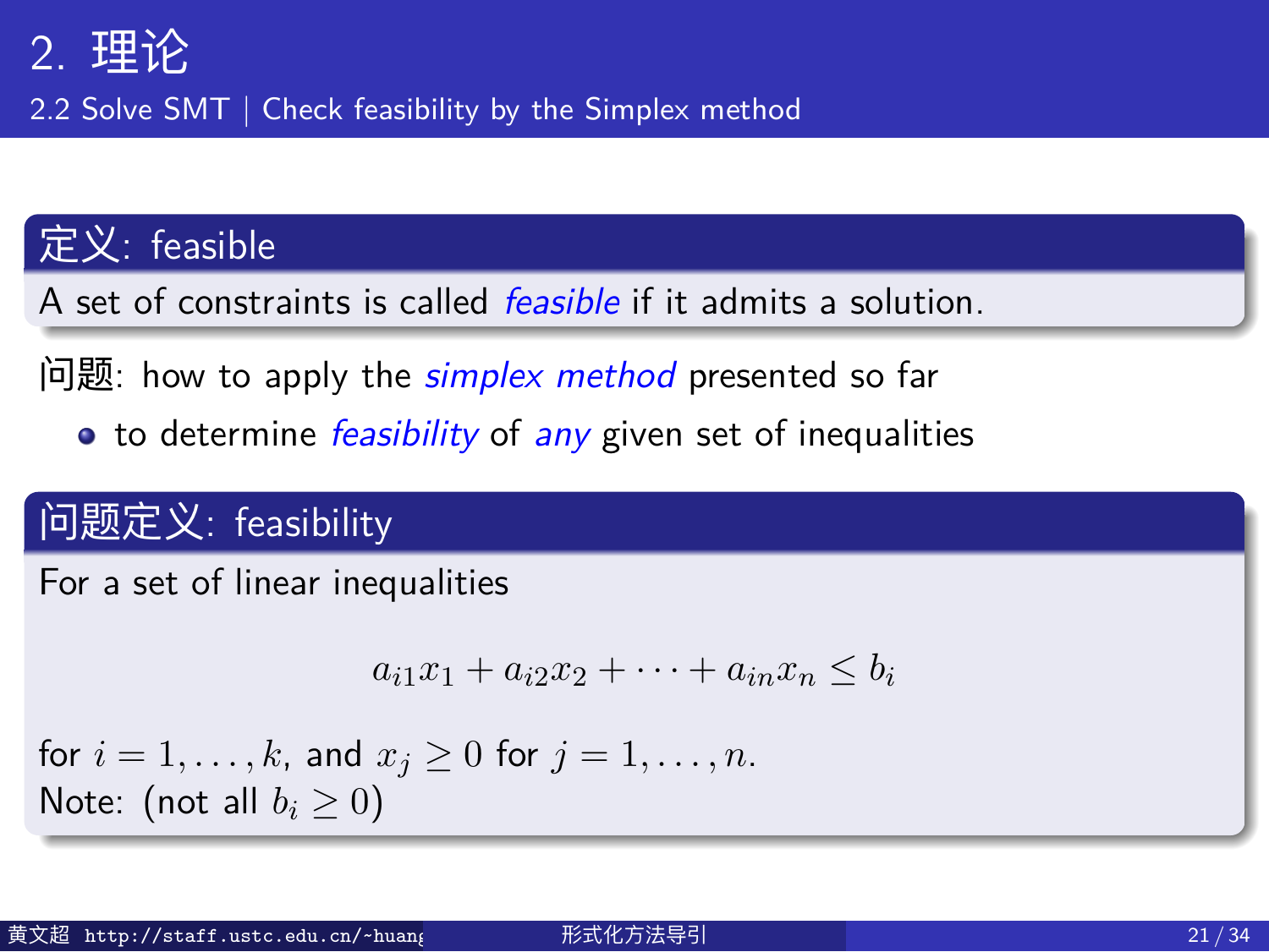# 2. 理论

## 2.2 Solve SMT | Check feasibility by the Simplex method

**定义: feasible**

A set of constraints is called *feasible* if it admits a solution.

问题: how to apply the *simplex method* presented so far

- to determine *feasibility* of *any* given set of inequalities

**问题定义: feasibility**

For a set of linear inequalities

$$a_{i1}x_1 + a_{i2}x_2 + \cdots + a_{in}x_n \leq b_i$$

for $i = 1, \ldots, k$, and $x_j \geq 0$ for $j = 1, \ldots, n$.
Note: (not all $b_i \geq 0$)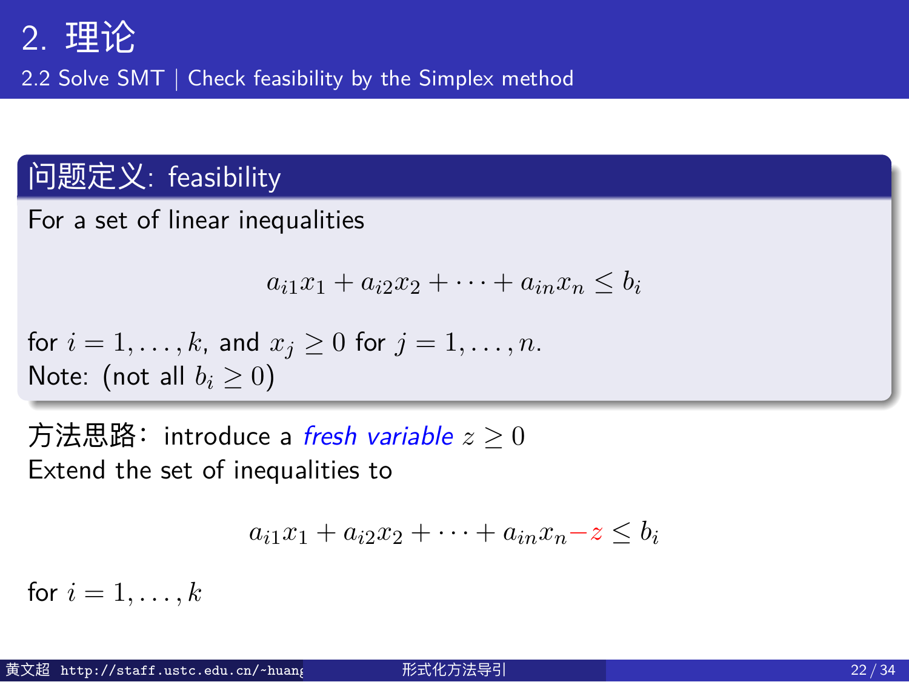# 2. 理论

## 2.2 Solve SMT | Check feasibility by the Simplex method

### 问题定义: feasibility

For a set of linear inequalities

$$a_{i1}x_1 + a_{i2}x_2 + \cdots + a_{in}x_n \leq b_i$$

for $i = 1, \ldots, k$, and $x_j \geq 0$ for $j = 1, \ldots, n$.
Note: (not all $b_i \geq 0$)

方法思路: introduce a *fresh variable* $z \geq 0$
Extend the set of inequalities to

$$a_{i1}x_1 + a_{i2}x_2 + \cdots + a_{in}x_n - z \leq b_i$$

for $i = 1, \ldots, k$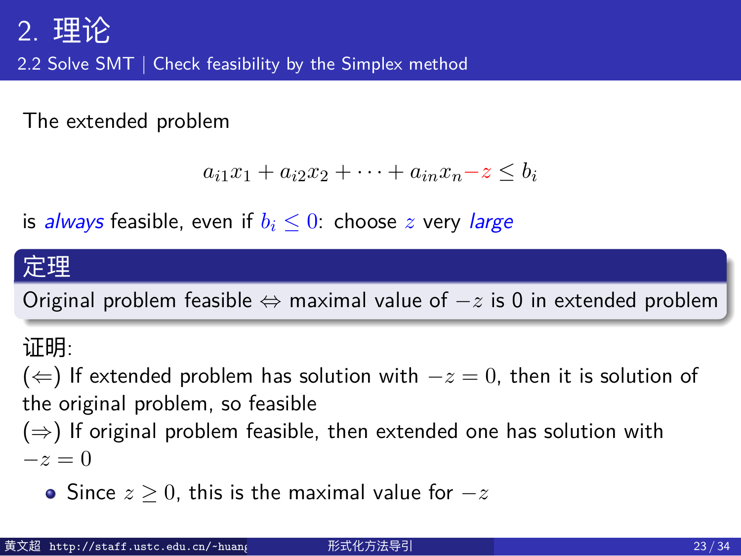# 2. 理论

## 2.2 Solve SMT | Check feasibility by the Simplex method

The extended problem

$$a_{i1}x_1 + a_{i2}x_2 + \cdots + a_{in}x_n - z \leq b_i$$

is *always* feasible, even if $b_i \leq 0$: choose $z$ very *large*

**定理**

Original problem feasible $\Leftrightarrow$ maximal value of $-z$ is 0 in extended problem

证明:

($\Leftarrow$) If extended problem has solution with $-z = 0$, then it is solution of the original problem, so feasible

($\Rightarrow$) If original problem feasible, then extended one has solution with $-z = 0$

- Since $z \geq 0$, this is the maximal value for $-z$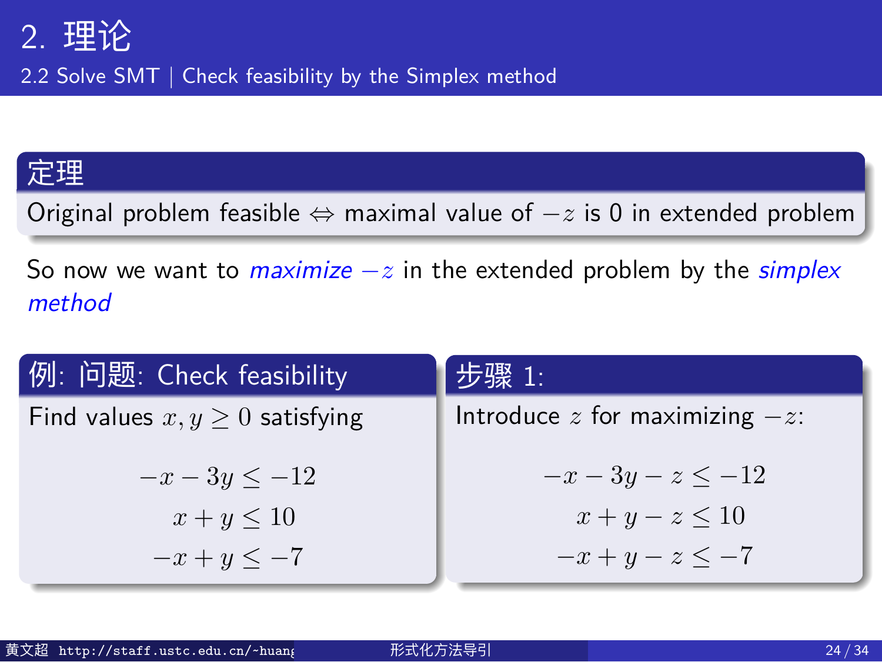# 2. 理论

## 2.2 Solve SMT | Check feasibility by the Simplex method

### 定理

Original problem feasible $\Leftrightarrow$ maximal value of $-z$ is 0 in extended problem

So now we want to *maximize* $-z$ in the extended problem by the *simplex method*

### 例: 问题: Check feasibility

Find values $x, y \geq 0$ satisfying

$$
\begin{aligned}
-x - 3y &\leq -12 \\
x + y &\leq 10 \\
-x + y &\leq -7
\end{aligned}
$$

### 步骤 1:

Introduce $z$ for maximizing $-z$:

$$
\begin{aligned}
-x - 3y - z &\leq -12 \\
x + y - z &\leq 10 \\
-x + y - z &\leq -7
\end{aligned}
$$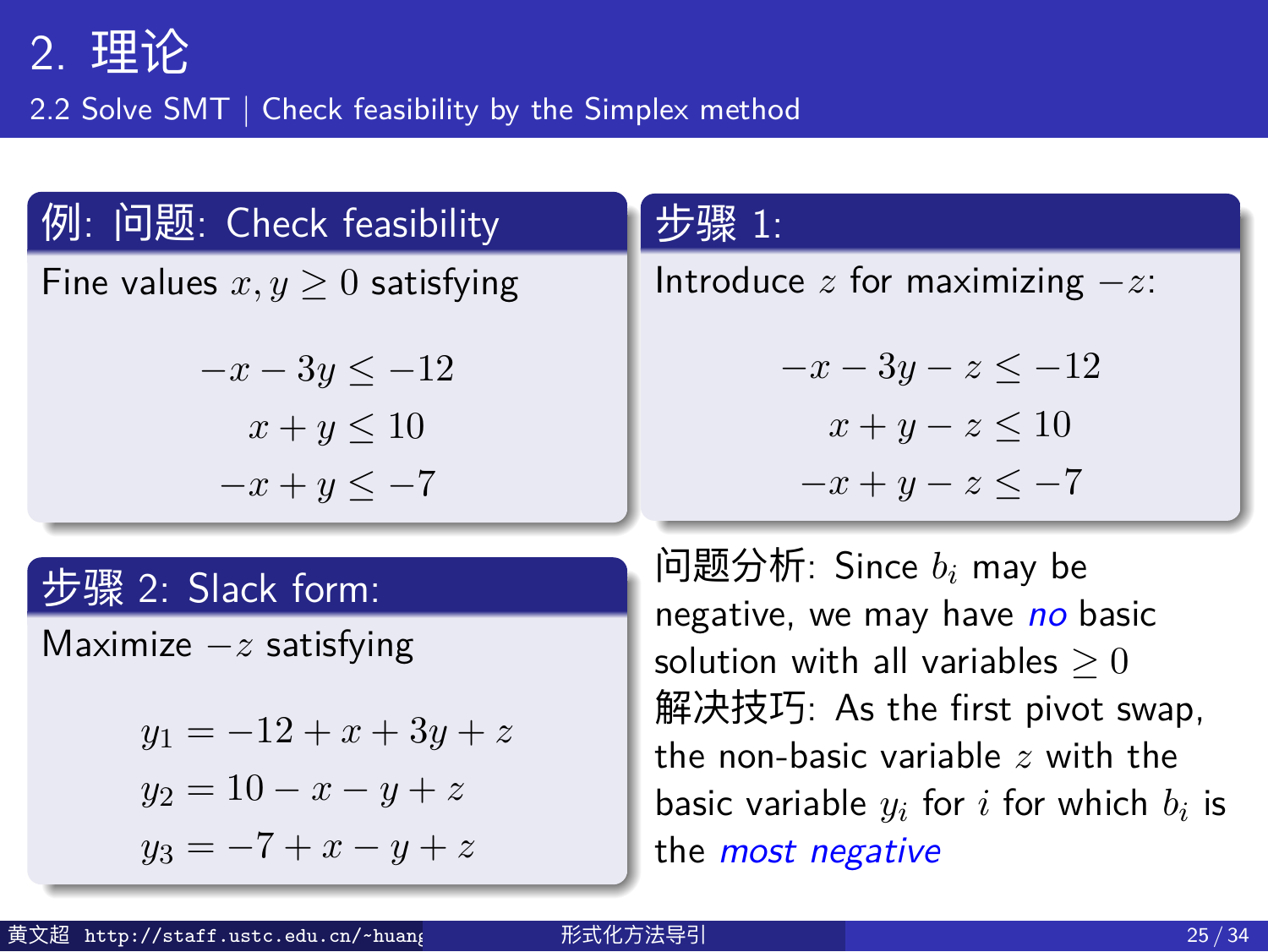# 2. 理论

## 2.2 Solve SMT | Check feasibility by the Simplex method

### 例: 问题: Check feasibility

Fine values $x, y \geq 0$ satisfying

$$
\begin{aligned}
-x - 3y &\leq -12 \\
x + y &\leq 10 \\
-x + y &\leq -7
\end{aligned}
$$

### 步骤 1:

Introduce $z$ for maximizing $-z$:

$$
\begin{aligned}
-x - 3y - z &\leq -12 \\
x + y - z &\leq 10 \\
-x + y - z &\leq -7
\end{aligned}
$$

### 步骤 2: Slack form:

Maximize $-z$ satisfying

$$
\begin{aligned}
y_1 &= -12 + x + 3y + z \\
y_2 &= 10 - x - y + z \\
y_3 &= -7 + x - y + z
\end{aligned}
$$

**问题分析**: Since $b_i$ may be negative, we may have *no* basic solution with all variables $\geq 0$

**解决技巧**: As the first pivot swap, the non-basic variable $z$ with the basic variable $y_i$ for $i$ for which $b_i$ is the *most negative*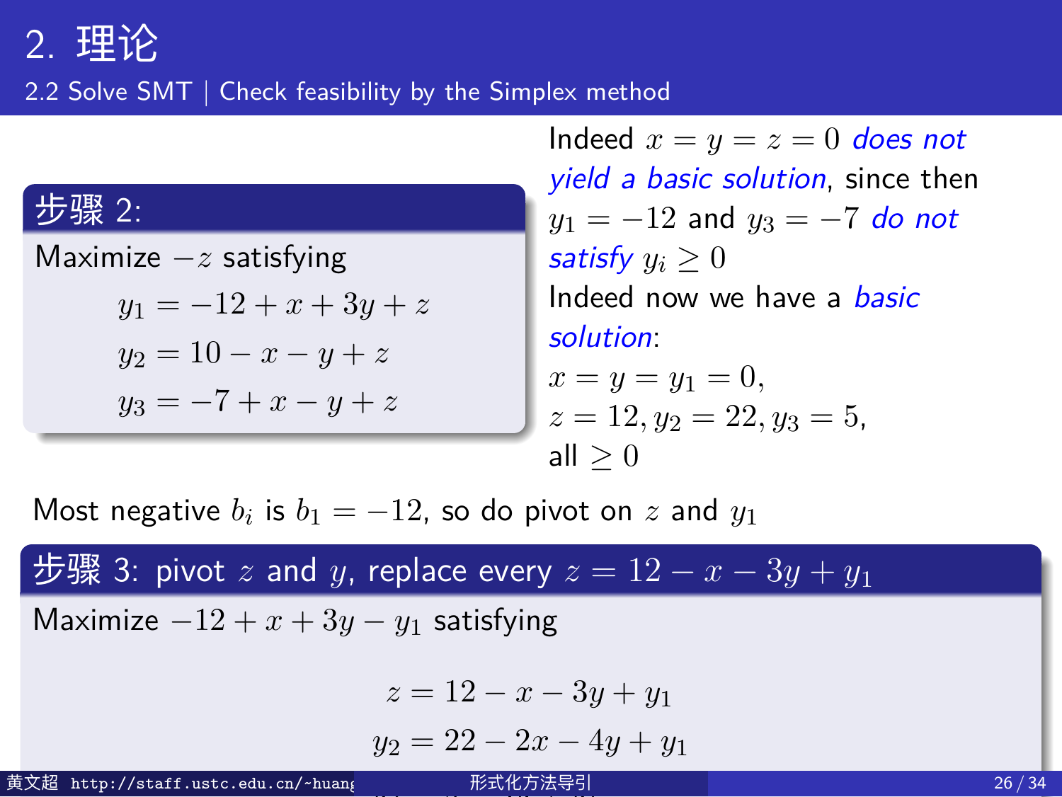# 2. 理论

## 2.2 Solve SMT | Check feasibility by the Simplex method

**步骤 2:**

Maximize $-z$ satisfying

$$y_1 = -12 + x + 3y + z$$
$$y_2 = 10 - x - y + z$$
$$y_3 = -7 + x - y + z$$

Indeed $x = y = z = 0$ *does not yield a basic solution*, since then $y_1 = -12$ and $y_3 = -7$ *do not satisfy* $y_i \geq 0$

Indeed now we have a *basic solution*:

$x = y = y_1 = 0$,
$z = 12, y_2 = 22, y_3 = 5$,
all $\geq 0$

Most negative $b_i$ is $b_1 = -12$, so do pivot on $z$ and $y_1$

**步骤 3: pivot $z$ and $y$, replace every $z = 12 - x - 3y + y_1$**

Maximize $-12 + x + 3y - y_1$ satisfying

$$z = 12 - x - 3y + y_1$$
$$y_2 = 22 - 2x - 4y + y_1$$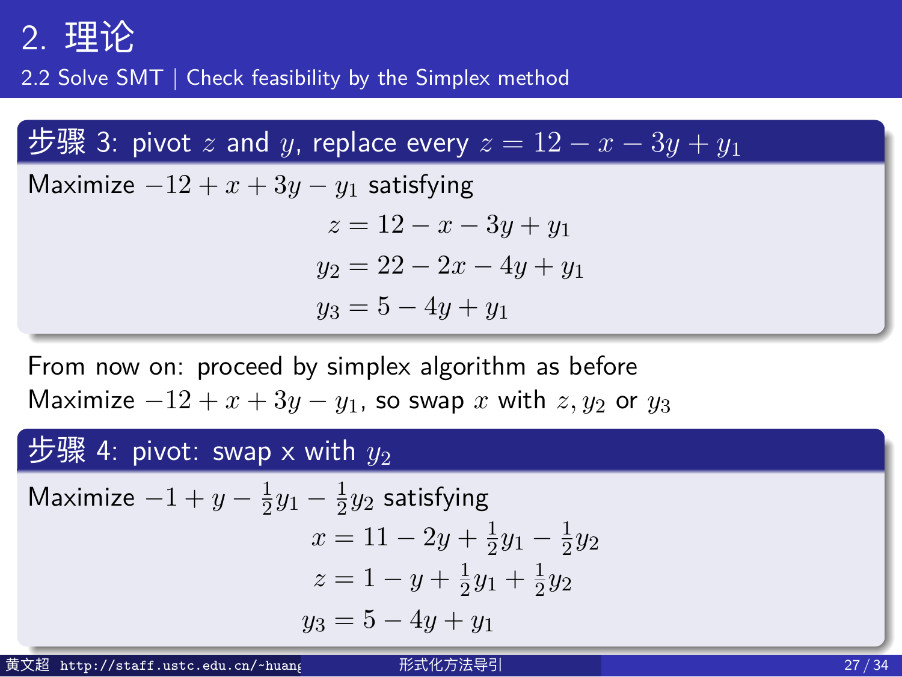# 2. 理论

## 2.2 Solve SMT | Check feasibility by the Simplex method

### 步骤 3: pivot $z$ and $y$, replace every $z = 12 - x - 3y + y_1$

Maximize $-12 + x + 3y - y_1$ satisfying

$$z = 12 - x - 3y + y_1$$
$$y_2 = 22 - 2x - 4y + y_1$$
$$y_3 = 5 - 4y + y_1$$

From now on: proceed by simplex algorithm as before

Maximize $-12 + x + 3y - y_1$, so swap $x$ with $z, y_2$ or $y_3$

### 步骤 4: pivot: swap x with $y_2$

Maximize $-1 + y - \frac{1}{2}y_1 - \frac{1}{2}y_2$ satisfying

$$x = 11 - 2y + \frac{1}{2}y_1 - \frac{1}{2}y_2$$
$$z = 1 - y + \frac{1}{2}y_1 + \frac{1}{2}y_2$$
$$y_3 = 5 - 4y + y_1$$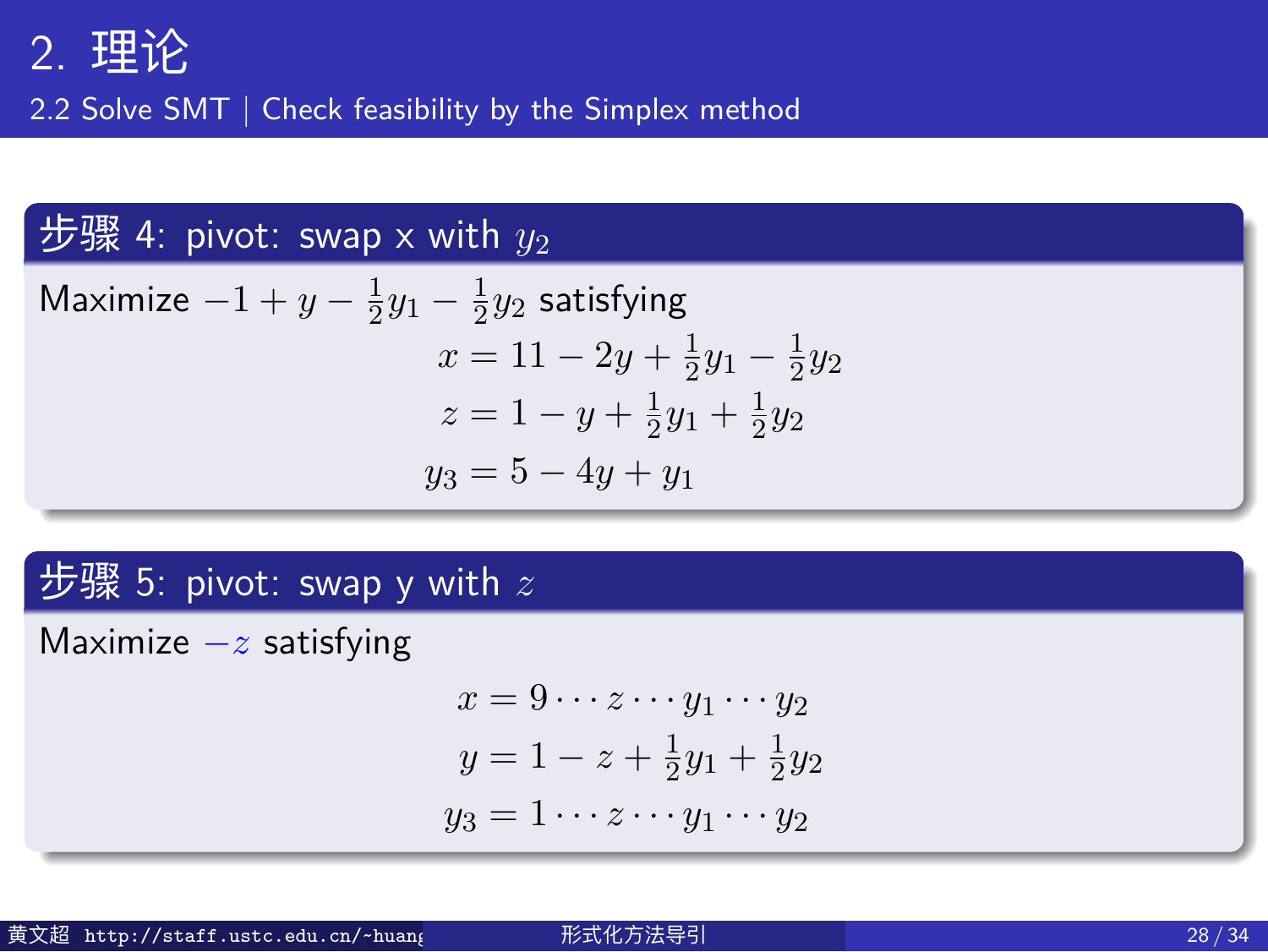# 2. 理论

## 2.2 Solve SMT | Check feasibility by the Simplex method

### 步骤 4: pivot: swap x with $y_2$

Maximize $-1 + y - \frac{1}{2}y_1 - \frac{1}{2}y_2$ satisfying

$$
\begin{aligned}
x &= 11 - 2y + \tfrac{1}{2}y_1 - \tfrac{1}{2}y_2 \\
z &= 1 - y + \tfrac{1}{2}y_1 + \tfrac{1}{2}y_2 \\
y_3 &= 5 - 4y + y_1
\end{aligned}
$$

### 步骤 5: pivot: swap y with $z$

Maximize $-z$ satisfying

$$
\begin{aligned}
x &= 9 \cdots z \cdots y_1 \cdots y_2 \\
y &= 1 - z + \tfrac{1}{2}y_1 + \tfrac{1}{2}y_2 \\
y_3 &= 1 \cdots z \cdots y_1 \cdots y_2
\end{aligned}
$$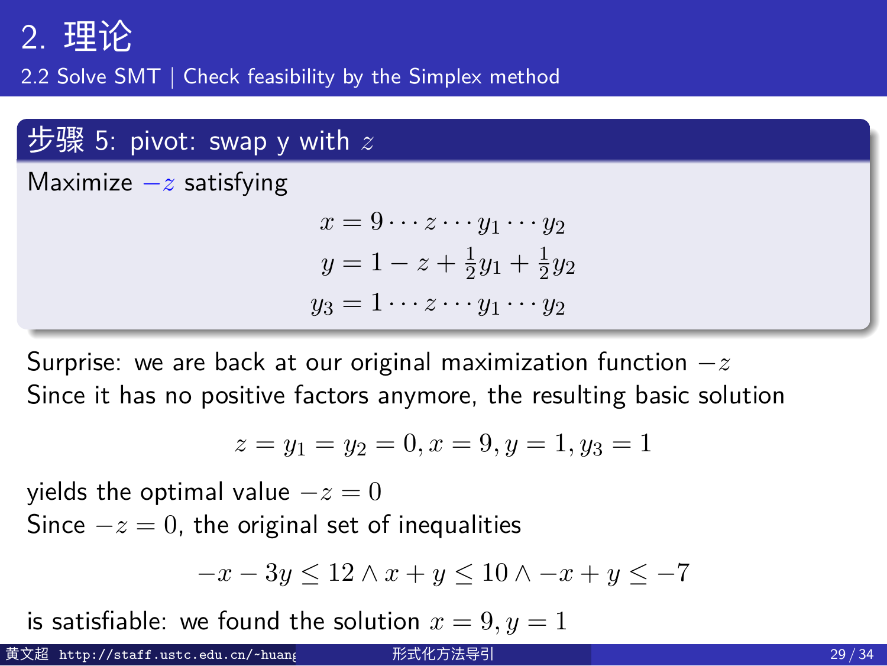## 2. 理论

### 2.2 Solve SMT | Check feasibility by the Simplex method

**步骤 5: pivot: swap y with $z$**

Maximize $-z$ satisfying

$$
\begin{aligned}
x &= 9 \cdots z \cdots y_1 \cdots y_2 \\
y &= 1 - z + \tfrac{1}{2}y_1 + \tfrac{1}{2}y_2 \\
y_3 &= 1 \cdots z \cdots y_1 \cdots y_2
\end{aligned}
$$

Surprise: we are back at our original maximization function $-z$

Since it has no positive factors anymore, the resulting basic solution

$$z = y_1 = y_2 = 0, x = 9, y = 1, y_3 = 1$$

yields the optimal value $-z = 0$

Since $-z = 0$, the original set of inequalities

$$-x - 3y \leq 12 \wedge x + y \leq 10 \wedge -x + y \leq -7$$

is satisfiable: we found the solution $x = 9, y = 1$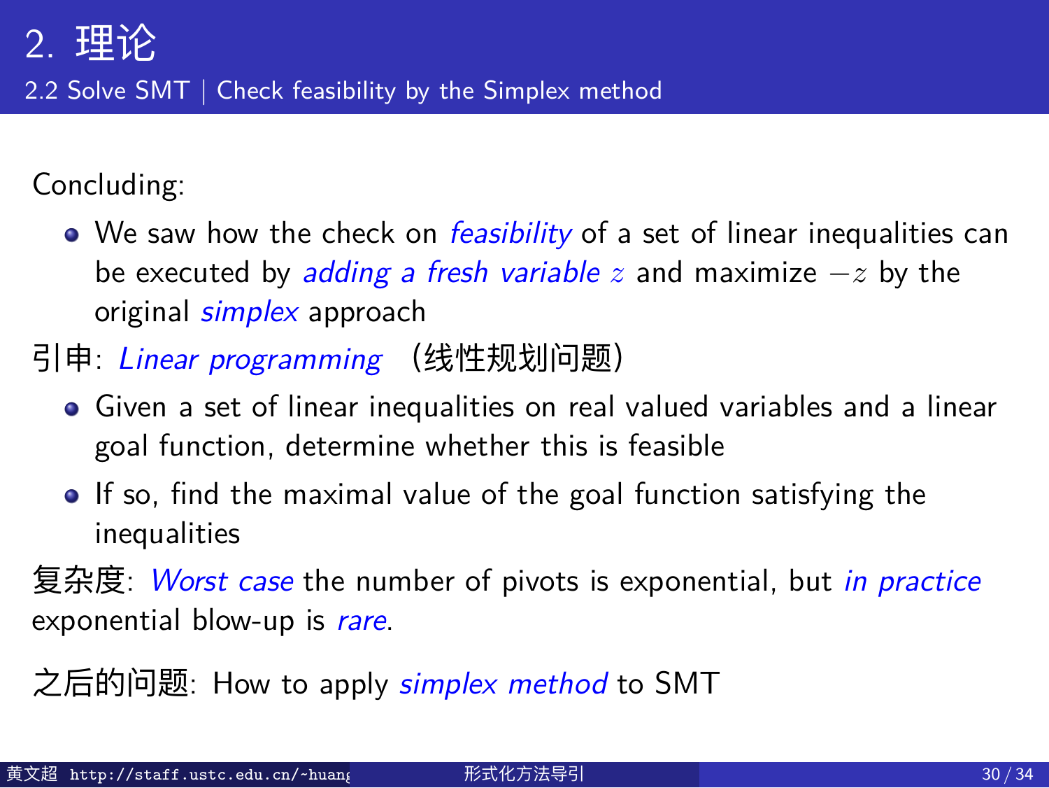## 2. 理论

### 2.2 Solve SMT | Check feasibility by the Simplex method

Concluding:

- We saw how the check on *feasibility* of a set of linear inequalities can be executed by *adding a fresh variable* $z$ and maximize $-z$ by the original *simplex* approach

引申: *Linear programming* （线性规划问题）

- Given a set of linear inequalities on real valued variables and a linear goal function, determine whether this is feasible
- If so, find the maximal value of the goal function satisfying the inequalities

复杂度: *Worst case* the number of pivots is exponential, but *in practice* exponential blow-up is *rare*.

之后的问题: How to apply *simplex method* to SMT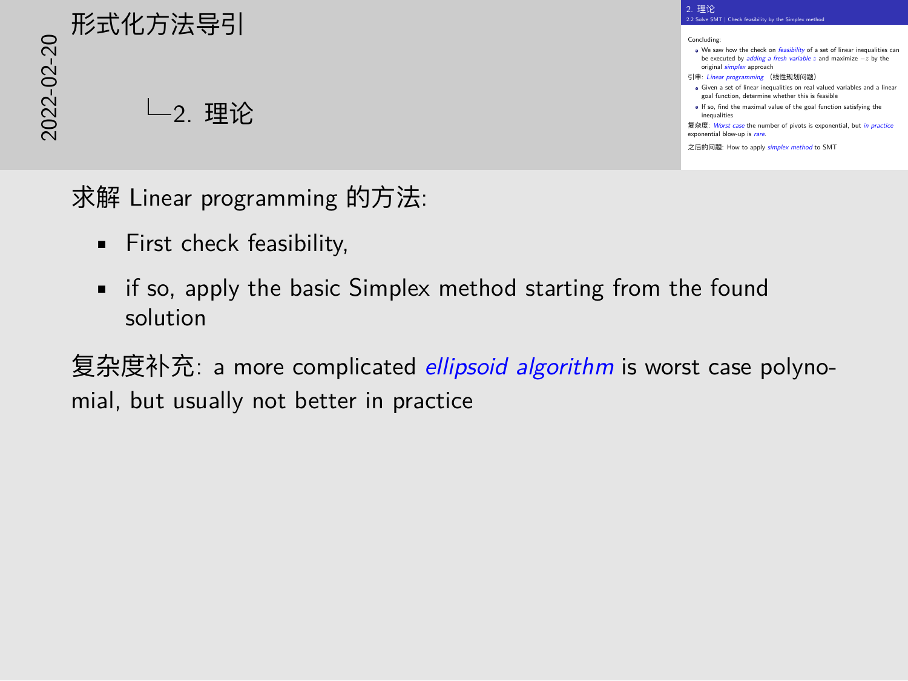Concluding:

- We saw how the check on *feasibility* of a set of linear inequalities can be executed by *adding a fresh variable* $z$ and maximize $-z$ by the original *simplex* approach

引申: *Linear programming* （线性规划问题）

- Given a set of linear inequalities on real valued variables and a linear goal function, determine whether this is feasible
- If so, find the maximal value of the goal function satisfying the inequalities

复杂度: *Worst case* the number of pivots is exponential, but *in practice* exponential blow-up is *rare*.

之后的问题: How to apply *simplex method* to SMT

求解 Linear programming 的方法:

- First check feasibility,
- if so, apply the basic Simplex method starting from the found solution

复杂度补充: a more complicated *ellipsoid algorithm* is worst case polynomial, but usually not better in practice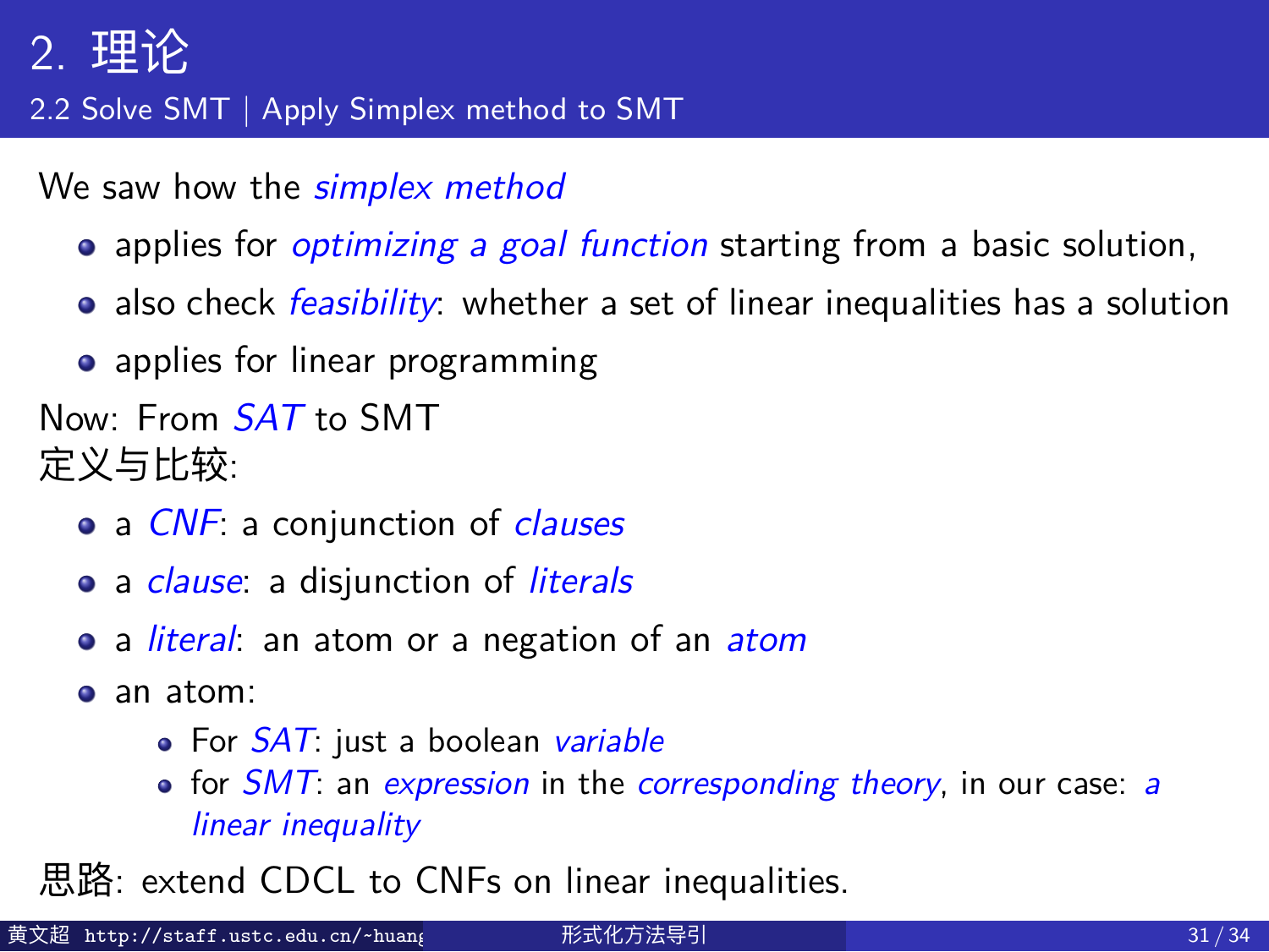# 2. 理论

## 2.2 Solve SMT | Apply Simplex method to SMT

We saw how the *simplex method*

- applies for *optimizing a goal function* starting from a basic solution,
- also check *feasibility*: whether a set of linear inequalities has a solution
- applies for linear programming

Now: From *SAT* to SMT

定义与比较:

- a *CNF*: a conjunction of *clauses*
- a *clause*: a disjunction of *literals*
- a *literal*: an atom or a negation of an *atom*
- an atom:
  - For *SAT*: just a boolean *variable*
  - for *SMT*: an *expression* in the *corresponding theory*, in our case: *a linear inequality*

思路: extend CDCL to CNFs on linear inequalities.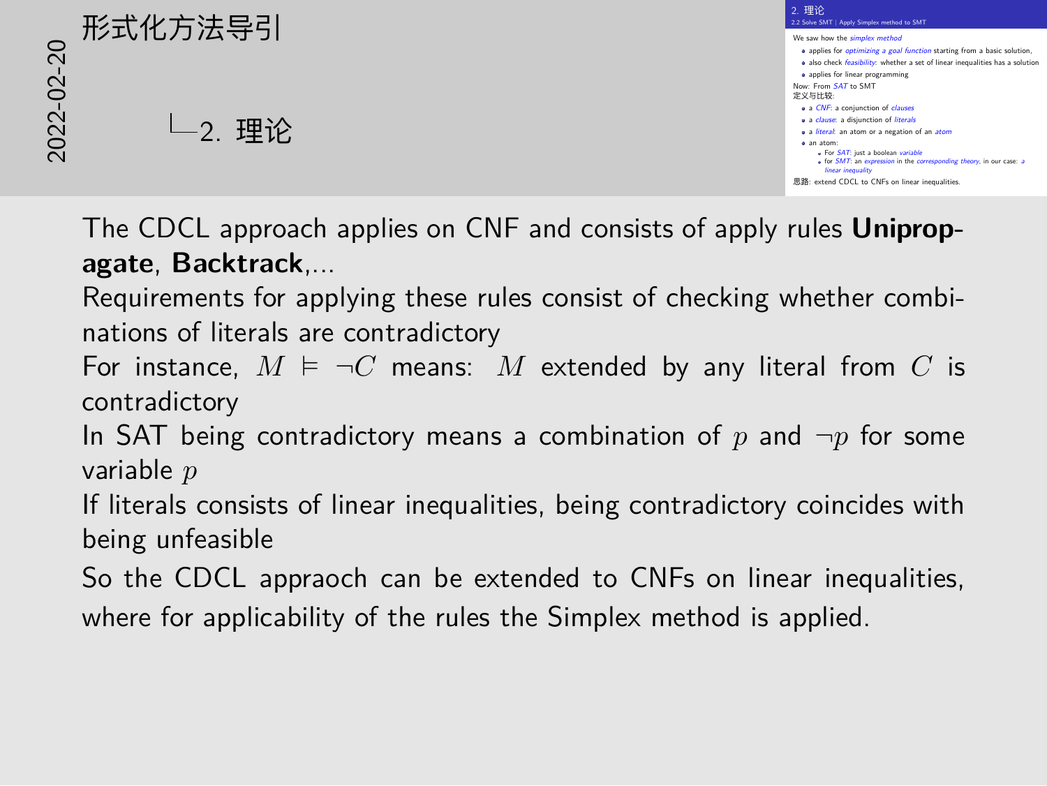# 2. 理论

## 2.2 Solve SMT | Apply Simplex method to SMT

We saw how the *simplex method*

- applies for *optimizing a goal function* starting from a basic solution,
- also check *feasibility*: whether a set of linear inequalities has a solution
- applies for linear programming

Now: From *SAT* to SMT

定义与比较:

- a *CNF*: a conjunction of *clauses*
- a *clause*: a disjunction of *literals*
- a *literal*: an atom or a negation of an *atom*
- an atom:
  - For *SAT*: just a boolean *variable*
  - for *SMT*: an *expression* in the *corresponding theory*, in our case: *a linear inequality*

思路: extend CDCL to CNFs on linear inequalities.

---

The CDCL approach applies on CNF and consists of apply rules **Unipropagate**, **Backtrack**,...

Requirements for applying these rules consist of checking whether combinations of literals are contradictory

For instance, $M \models \neg C$ means: $M$ extended by any literal from $C$ is contradictory

In SAT being contradictory means a combination of $p$ and $\neg p$ for some variable $p$

If literals consists of linear inequalities, being contradictory coincides with being unfeasible

So the CDCL appraoch can be extended to CNFs on linear inequalities, where for applicability of the rules the Simplex method is applied.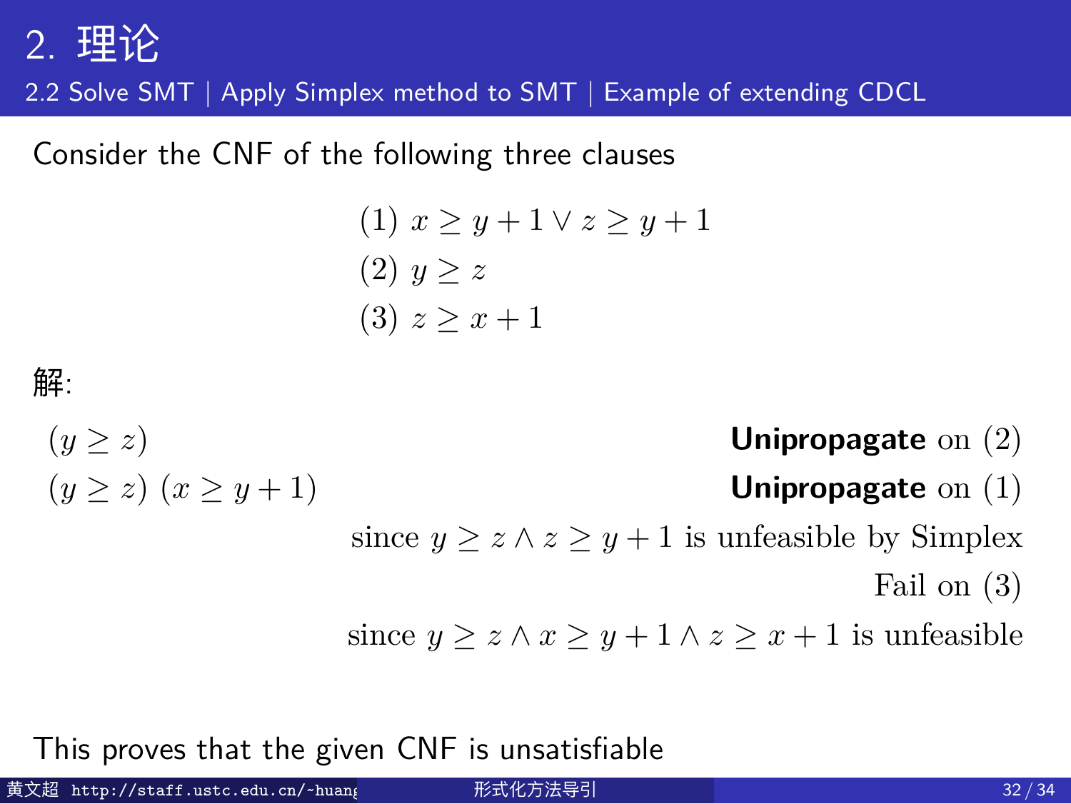## 2. 理论

### 2.2 Solve SMT | Apply Simplex method to SMT | Example of extending CDCL

Consider the CNF of the following three clauses

$$
\begin{aligned}
&(1)\ x \geq y + 1 \vee z \geq y + 1 \\
&(2)\ y \geq z \\
&(3)\ z \geq x + 1
\end{aligned}
$$

解:

$(y \geq z)$ — **Unipropagate** on $(2)$

$(y \geq z)\ (x \geq y + 1)$ — **Unipropagate** on $(1)$

since $y \geq z \wedge z \geq y + 1$ is unfeasible by Simplex

Fail on $(3)$

since $y \geq z \wedge x \geq y + 1 \wedge z \geq x + 1$ is unfeasible

This proves that the given CNF is unsatisfiable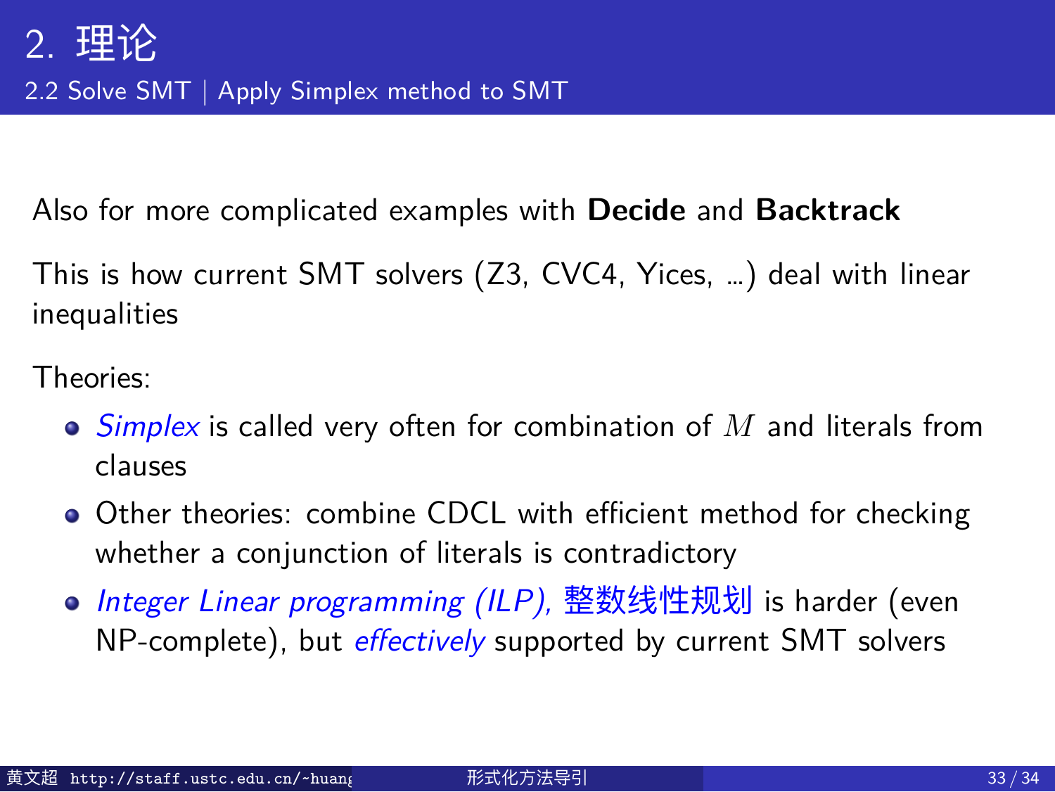## 2. 理论

### 2.2 Solve SMT | Apply Simplex method to SMT

Also for more complicated examples with **Decide** and **Backtrack**

This is how current SMT solvers (Z3, CVC4, Yices, ...) deal with linear inequalities

Theories:

- *Simplex* is called very often for combination of $M$ and literals from clauses
- Other theories: combine CDCL with efficient method for checking whether a conjunction of literals is contradictory
- *Integer Linear programming (ILP)*, 整数线性规划 is harder (even NP-complete), but *effectively* supported by current SMT solvers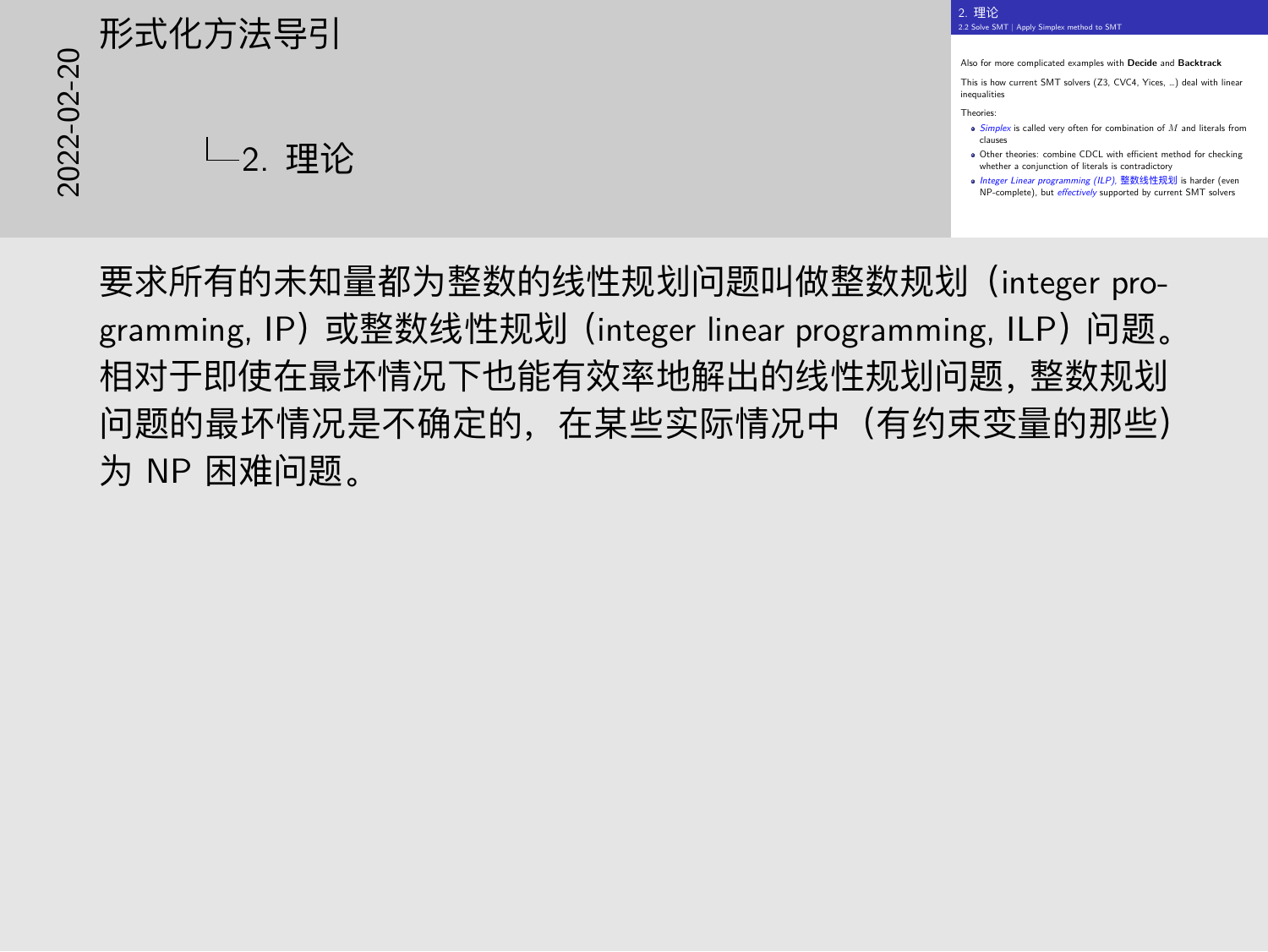# 形式化方法导引

## 2. 理论

### 2. 理论

2.2 Solve SMT | Apply Simplex method to SMT

Also for more complicated examples with **Decide** and **Backtrack**

This is how current SMT solvers (Z3, CVC4, Yices, ...) deal with linear inequalities

Theories:

- *Simplex* is called very often for combination of $M$ and literals from clauses
- Other theories: combine CDCL with efficient method for checking whether a conjunction of literals is contradictory
- *Integer Linear programming (ILP)*, 整数线性规划 is harder (even NP-complete), but *effectively* supported by current SMT solvers

要求所有的未知量都为整数的线性规划问题叫做整数规划（integer programming, IP）或整数线性规划（integer linear programming, ILP）问题。相对于即使在最坏情况下也能有效率地解出的线性规划问题，整数规划问题的最坏情况是不确定的，在某些实际情况中（有约束变量的那些）为 NP 困难问题。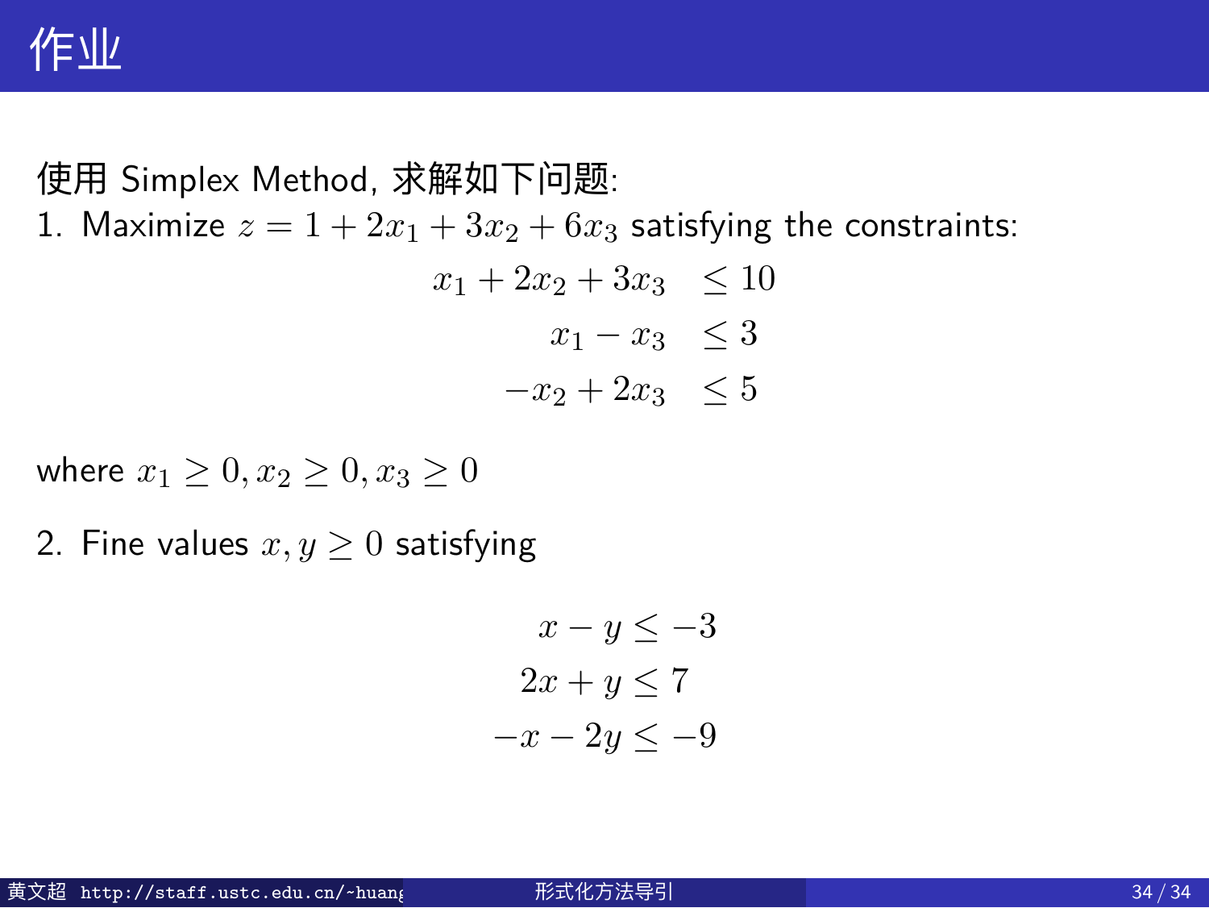# 作业

使用 Simplex Method, 求解如下问题:

1. Maximize $z = 1 + 2x_1 + 3x_2 + 6x_3$ satisfying the constraints:

$$
\begin{aligned}
x_1 + 2x_2 + 3x_3 &\leq 10 \\
x_1 - x_3 &\leq 3 \\
-x_2 + 2x_3 &\leq 5
\end{aligned}
$$

where $x_1 \geq 0, x_2 \geq 0, x_3 \geq 0$

2. Fine values $x, y \geq 0$ satisfying

$$
\begin{aligned}
x - y &\leq -3 \\
2x + y &\leq 7 \\
-x - 2y &\leq -9
\end{aligned}
$$